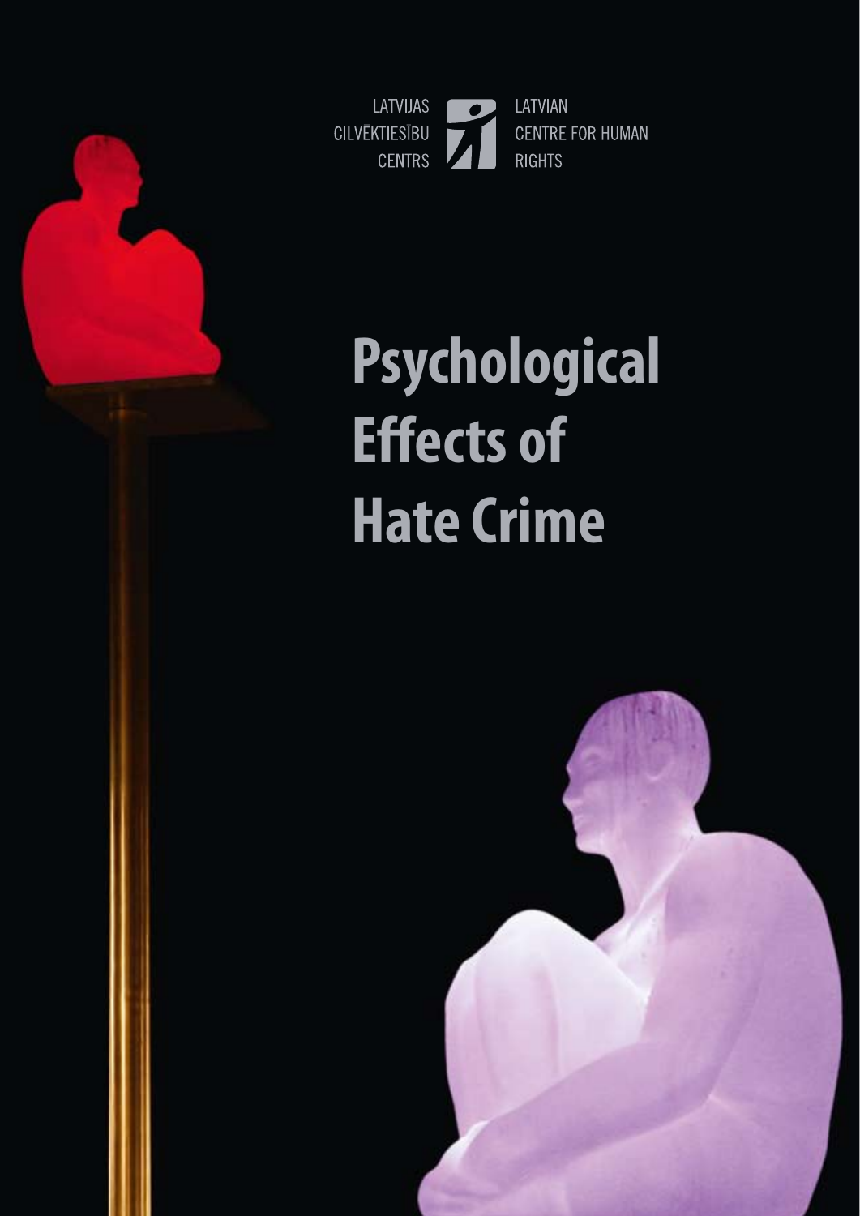LATVIJAS CILVĒKTIESĪBU CENTRS

LATVIAN CENTRE FOR HUMAN RIGHTS

# Psychological Effects of Hate Crime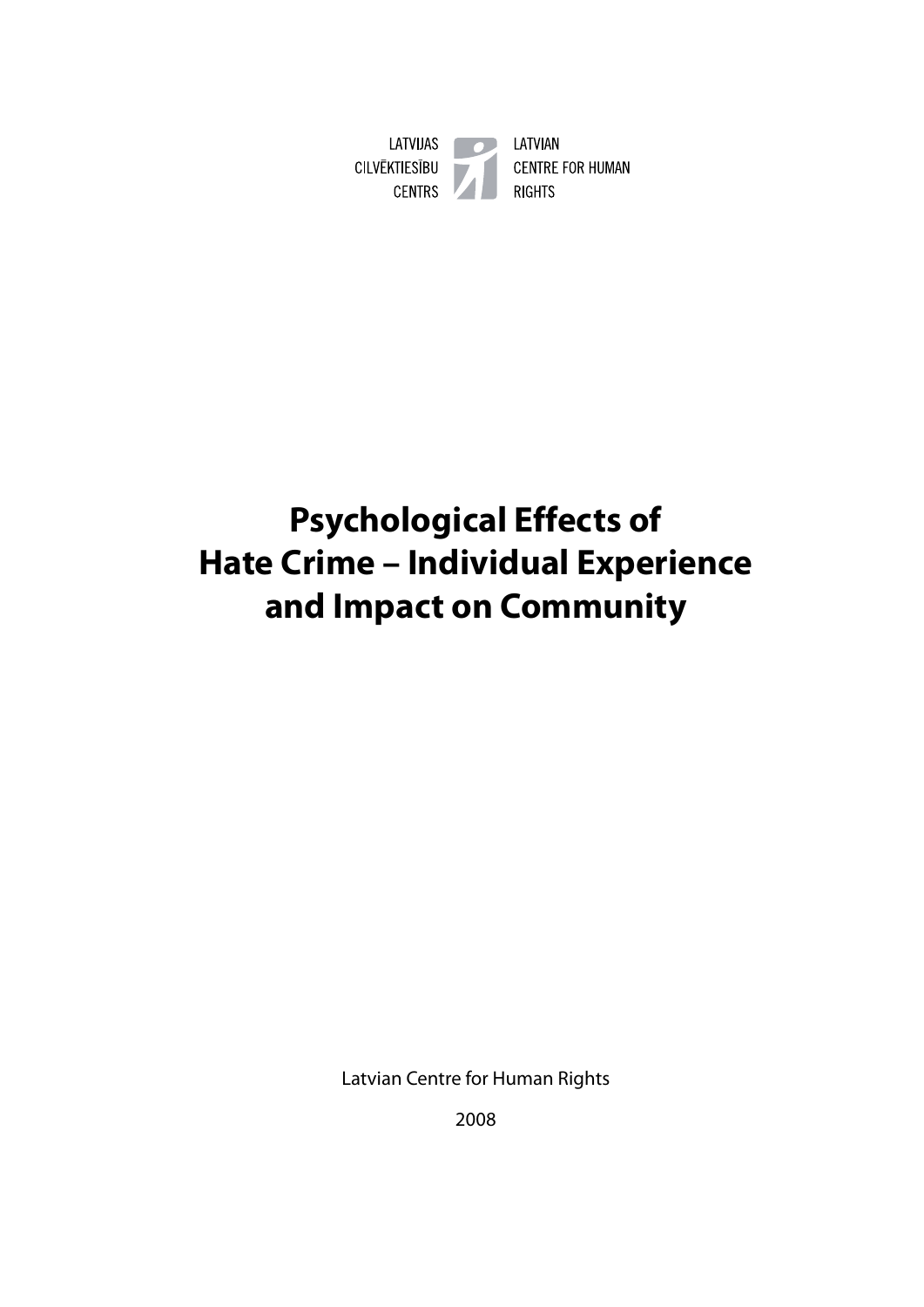LATVIJAS CILVĒKTIESĪBU CENTRS

LATVIAN CENTRE FOR HUMAN RIGHTS

# Psychological Effects of Hate Crime – Individual Experience and Impact on Community

Latvian Centre for Human Rights

2008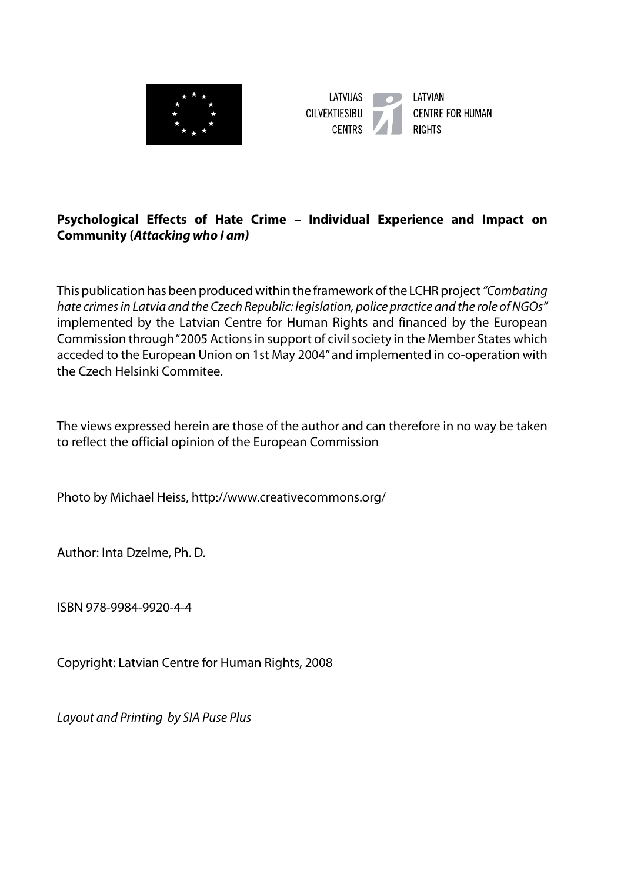LATVIJAS CILVĒKTIESĪBU CENTRS

LATVIAN CENTRE FOR HUMAN RIGHTS

**Psychological Effects of Hate Crime – Individual Experience and Impact on Community (*Attacking who I am)***

This publication has been produced within the framework of the LCHR project *"Combating hate crimes in Latvia and the Czech Republic: legislation, police practice and the role of NGOs"* implemented by the Latvian Centre for Human Rights and financed by the European Commission through "2005 Actions in support of civil society in the Member States which acceded to the European Union on 1st May 2004" and implemented in co-operation with the Czech Helsinki Commitee.

The views expressed herein are those of the author and can therefore in no way be taken to reflect the official opinion of the European Commission

Photo by Michael Heiss, http://www.creativecommons.org/

Author: Inta Dzelme, Ph. D.

ISBN 978-9984-9920-4-4

Copyright: Latvian Centre for Human Rights, 2008

*Layout and Printing by SIA Puse Plus*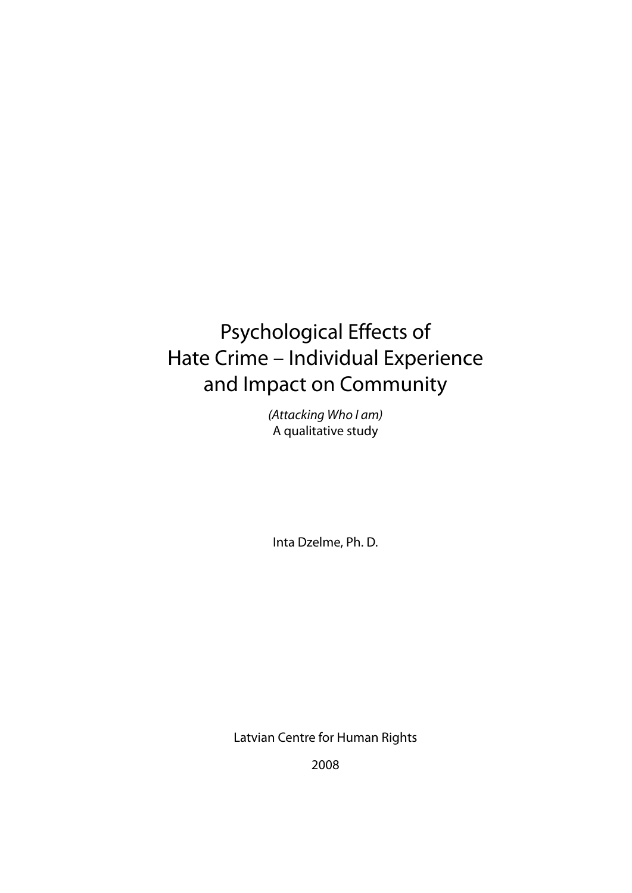# Psychological Effects of Hate Crime – Individual Experience and Impact on Community

*(Attacking Who I am)*

A qualitative study

Inta Dzelme, Ph. D.

Latvian Centre for Human Rights

2008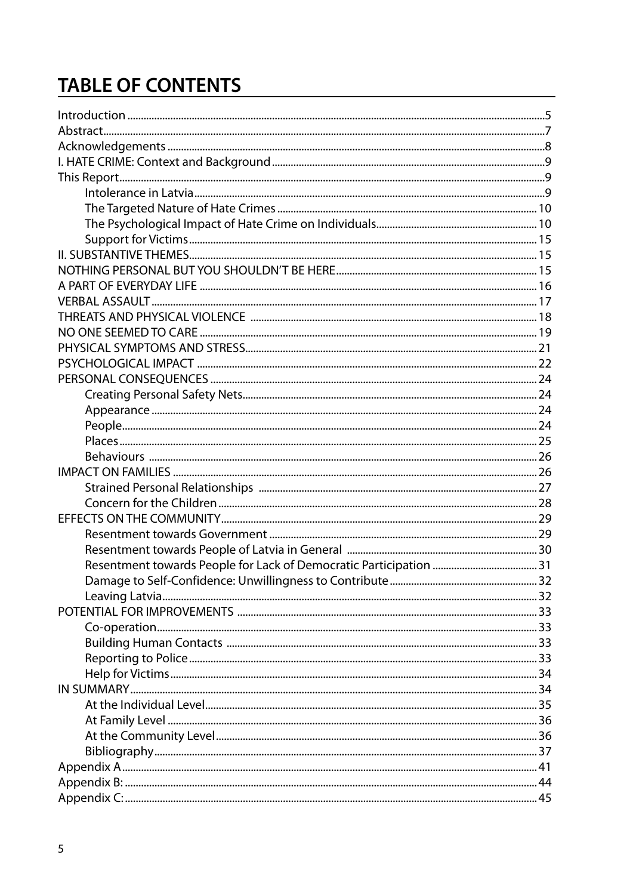# TABLE OF CONTENTS

Introduction ........................................................................................................................................5
Abstract..................................................................................................................................................7
Acknowledgements ..........................................................................................................................8
I. HATE CRIME: Context and Background ....................................................................................9
This Report...........................................................................................................................................9
- Intolerance in Latvia................................................................................................................9
- The Targeted Nature of Hate Crimes ................................................................................ 10
- The Psychological Impact of Hate Crime on Individuals........................................... 10
- Support for Victims................................................................................................................ 15

II. SUBSTANTIVE THEMES................................................................................................................ 15
NOTHING PERSONAL BUT YOU SHOULDN'T BE HERE........................................................... 15
A PART OF EVERYDAY LIFE ............................................................................................................ 16
VERBAL ASSAULT.............................................................................................................................. 17
THREATS AND PHYSICAL VIOLENCE .......................................................................................... 18
NO ONE SEEMED TO CARE ............................................................................................................ 19
PHYSICAL SYMPTOMS AND STRESS............................................................................................ 21
PSYCHOLOGICAL IMPACT ............................................................................................................. 22
PERSONAL CONSEQUENCES ......................................................................................................... 24
- Creating Personal Safety Nets............................................................................................ 24
- Appearance ............................................................................................................................. 24
- People........................................................................................................................................ 24
- Places.......................................................................................................................................... 25
- Behaviours ............................................................................................................................... 26

IMPACT ON FAMILIES ...................................................................................................................... 26
- Strained Personal Relationships ....................................................................................... 27
- Concern for the Children ..................................................................................................... 28

EFFECTS ON THE COMMUNITY..................................................................................................... 29
- Resentment towards Government ................................................................................... 29
- Resentment towards People of Latvia in General ...................................................... 30
- Resentment towards People for Lack of Democratic Participation ....................... 31
- Damage to Self-Confidence: Unwillingness to Contribute ....................................... 32
- Leaving Latvia.......................................................................................................................... 32

POTENTIAL FOR IMPROVEMENTS .............................................................................................. 33
- Co-operation............................................................................................................................ 33
- Building Human Contacts .................................................................................................. 33
- Reporting to Police................................................................................................................ 33
- Help for Victims....................................................................................................................... 34

IN SUMMARY...................................................................................................................................... 34
- At the Individual Level.......................................................................................................... 35
- At Family Level ....................................................................................................................... 36
- At the Community Level...................................................................................................... 36
- Bibliography............................................................................................................................ 37

Appendix A......................................................................................................................................... 41
Appendix B: ........................................................................................................................................ 44
Appendix C:........................................................................................................................................ 45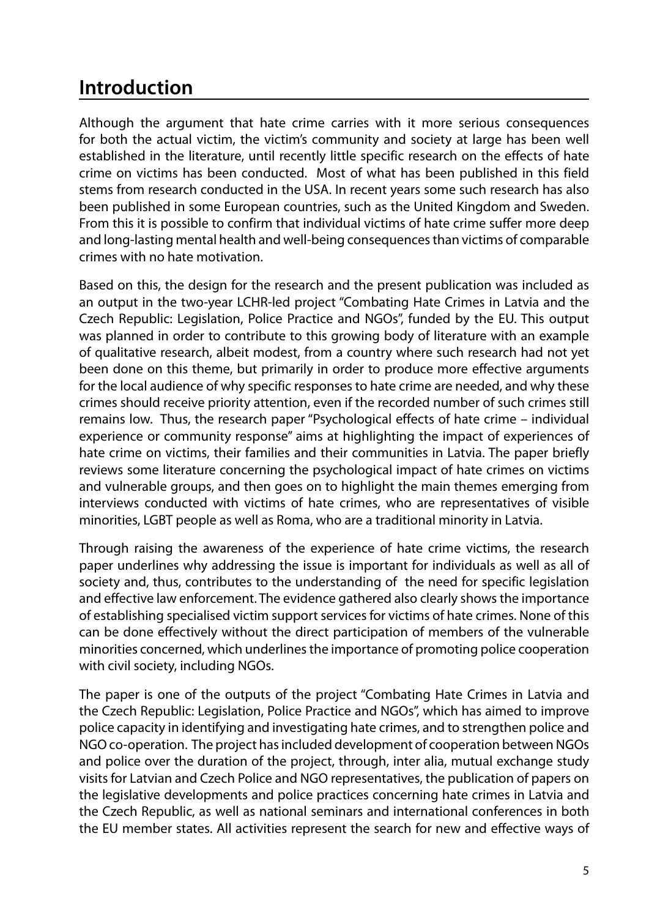# Introduction

Although the argument that hate crime carries with it more serious consequences for both the actual victim, the victim's community and society at large has been well established in the literature, until recently little specific research on the effects of hate crime on victims has been conducted. Most of what has been published in this field stems from research conducted in the USA. In recent years some such research has also been published in some European countries, such as the United Kingdom and Sweden. From this it is possible to confirm that individual victims of hate crime suffer more deep and long-lasting mental health and well-being consequences than victims of comparable crimes with no hate motivation.

Based on this, the design for the research and the present publication was included as an output in the two-year LCHR-led project "Combating Hate Crimes in Latvia and the Czech Republic: Legislation, Police Practice and NGOs", funded by the EU. This output was planned in order to contribute to this growing body of literature with an example of qualitative research, albeit modest, from a country where such research had not yet been done on this theme, but primarily in order to produce more effective arguments for the local audience of why specific responses to hate crime are needed, and why these crimes should receive priority attention, even if the recorded number of such crimes still remains low. Thus, the research paper "Psychological effects of hate crime – individual experience or community response" aims at highlighting the impact of experiences of hate crime on victims, their families and their communities in Latvia. The paper briefly reviews some literature concerning the psychological impact of hate crimes on victims and vulnerable groups, and then goes on to highlight the main themes emerging from interviews conducted with victims of hate crimes, who are representatives of visible minorities, LGBT people as well as Roma, who are a traditional minority in Latvia.

Through raising the awareness of the experience of hate crime victims, the research paper underlines why addressing the issue is important for individuals as well as all of society and, thus, contributes to the understanding of the need for specific legislation and effective law enforcement. The evidence gathered also clearly shows the importance of establishing specialised victim support services for victims of hate crimes. None of this can be done effectively without the direct participation of members of the vulnerable minorities concerned, which underlines the importance of promoting police cooperation with civil society, including NGOs.

The paper is one of the outputs of the project "Combating Hate Crimes in Latvia and the Czech Republic: Legislation, Police Practice and NGOs", which has aimed to improve police capacity in identifying and investigating hate crimes, and to strengthen police and NGO co-operation. The project has included development of cooperation between NGOs and police over the duration of the project, through, inter alia, mutual exchange study visits for Latvian and Czech Police and NGO representatives, the publication of papers on the legislative developments and police practices concerning hate crimes in Latvia and the Czech Republic, as well as national seminars and international conferences in both the EU member states. All activities represent the search for new and effective ways of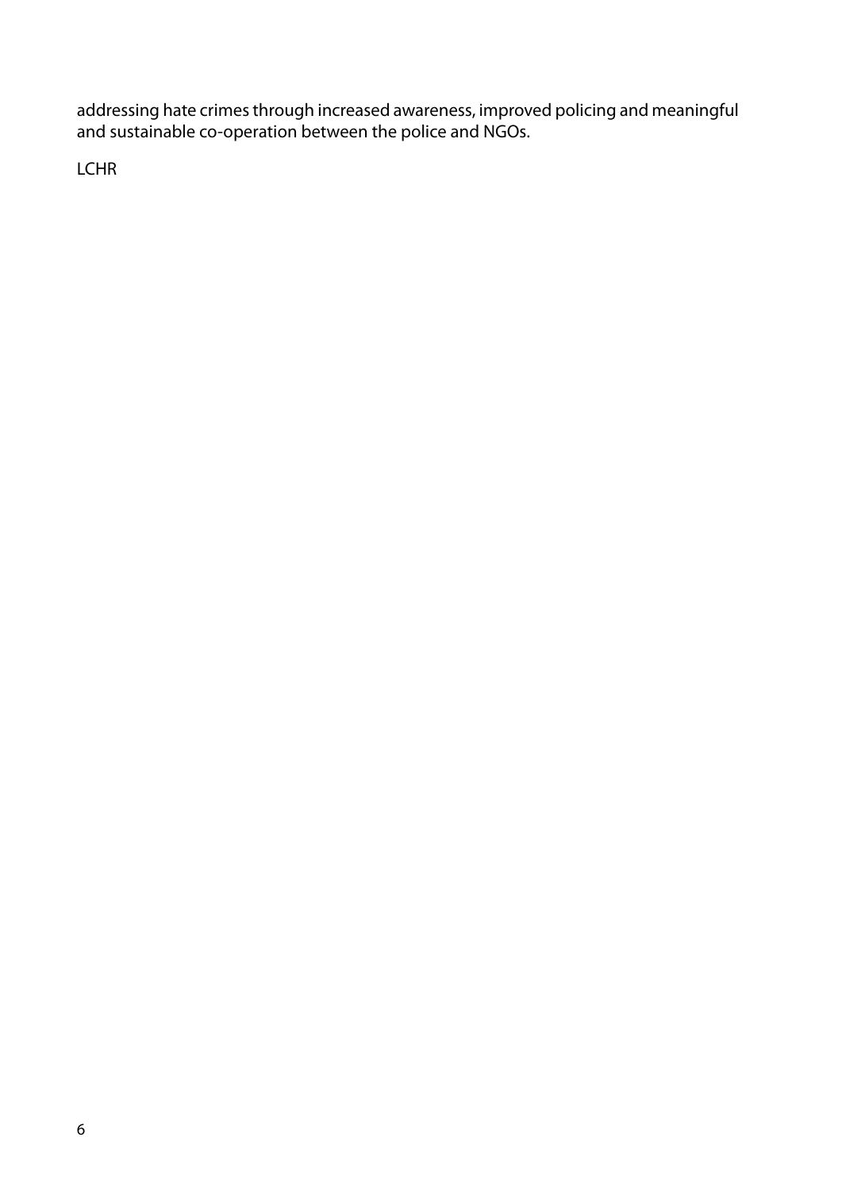addressing hate crimes through increased awareness, improved policing and meaningful and sustainable co-operation between the police and NGOs.

LCHR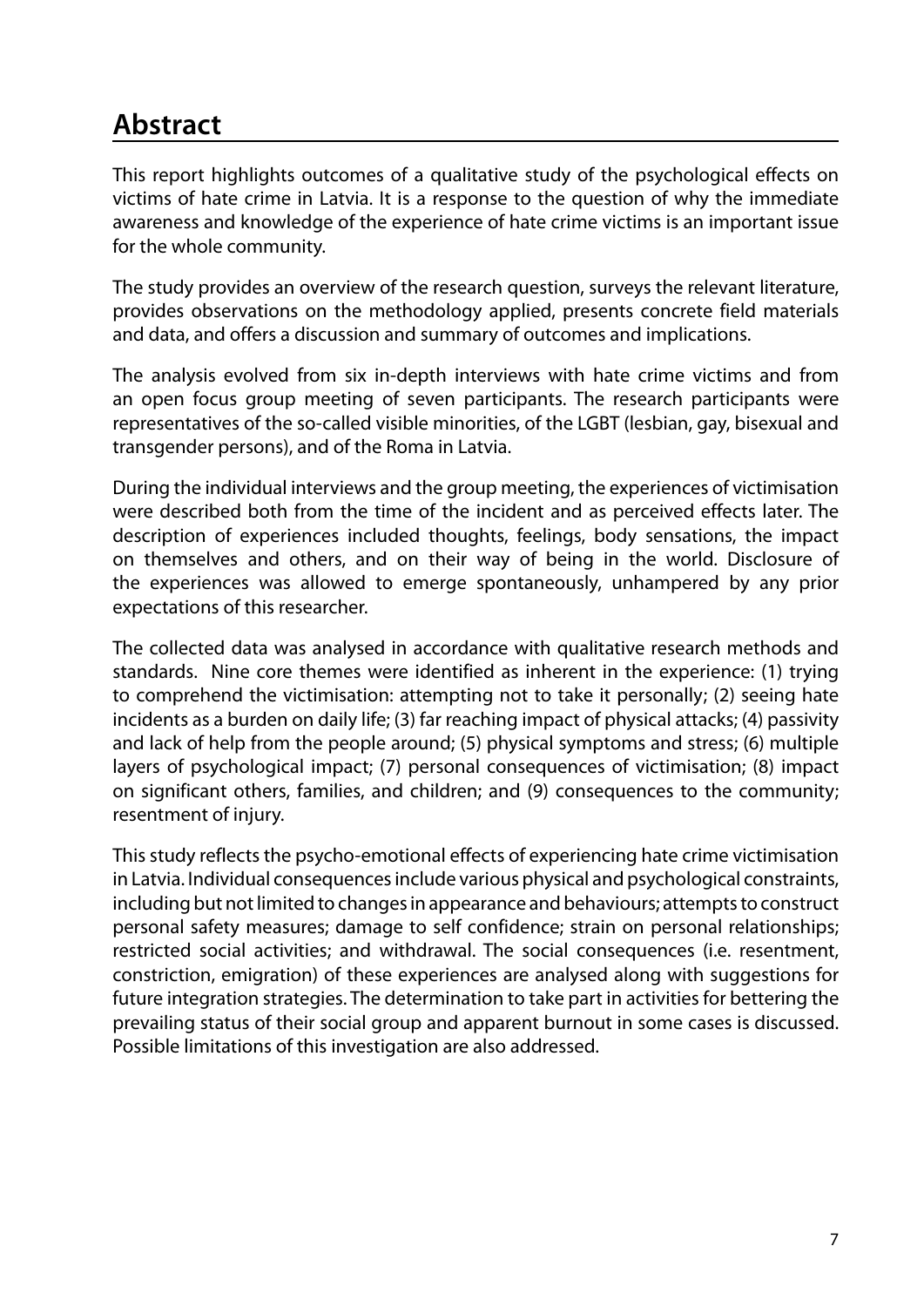## Abstract

This report highlights outcomes of a qualitative study of the psychological effects on victims of hate crime in Latvia. It is a response to the question of why the immediate awareness and knowledge of the experience of hate crime victims is an important issue for the whole community.

The study provides an overview of the research question, surveys the relevant literature, provides observations on the methodology applied, presents concrete field materials and data, and offers a discussion and summary of outcomes and implications.

The analysis evolved from six in-depth interviews with hate crime victims and from an open focus group meeting of seven participants. The research participants were representatives of the so-called visible minorities, of the LGBT (lesbian, gay, bisexual and transgender persons), and of the Roma in Latvia.

During the individual interviews and the group meeting, the experiences of victimisation were described both from the time of the incident and as perceived effects later. The description of experiences included thoughts, feelings, body sensations, the impact on themselves and others, and on their way of being in the world. Disclosure of the experiences was allowed to emerge spontaneously, unhampered by any prior expectations of this researcher.

The collected data was analysed in accordance with qualitative research methods and standards. Nine core themes were identified as inherent in the experience: (1) trying to comprehend the victimisation: attempting not to take it personally; (2) seeing hate incidents as a burden on daily life; (3) far reaching impact of physical attacks; (4) passivity and lack of help from the people around; (5) physical symptoms and stress; (6) multiple layers of psychological impact; (7) personal consequences of victimisation; (8) impact on significant others, families, and children; and (9) consequences to the community; resentment of injury.

This study reflects the psycho-emotional effects of experiencing hate crime victimisation in Latvia. Individual consequences include various physical and psychological constraints, including but not limited to changes in appearance and behaviours; attempts to construct personal safety measures; damage to self confidence; strain on personal relationships; restricted social activities; and withdrawal. The social consequences (i.e. resentment, constriction, emigration) of these experiences are analysed along with suggestions for future integration strategies. The determination to take part in activities for bettering the prevailing status of their social group and apparent burnout in some cases is discussed. Possible limitations of this investigation are also addressed.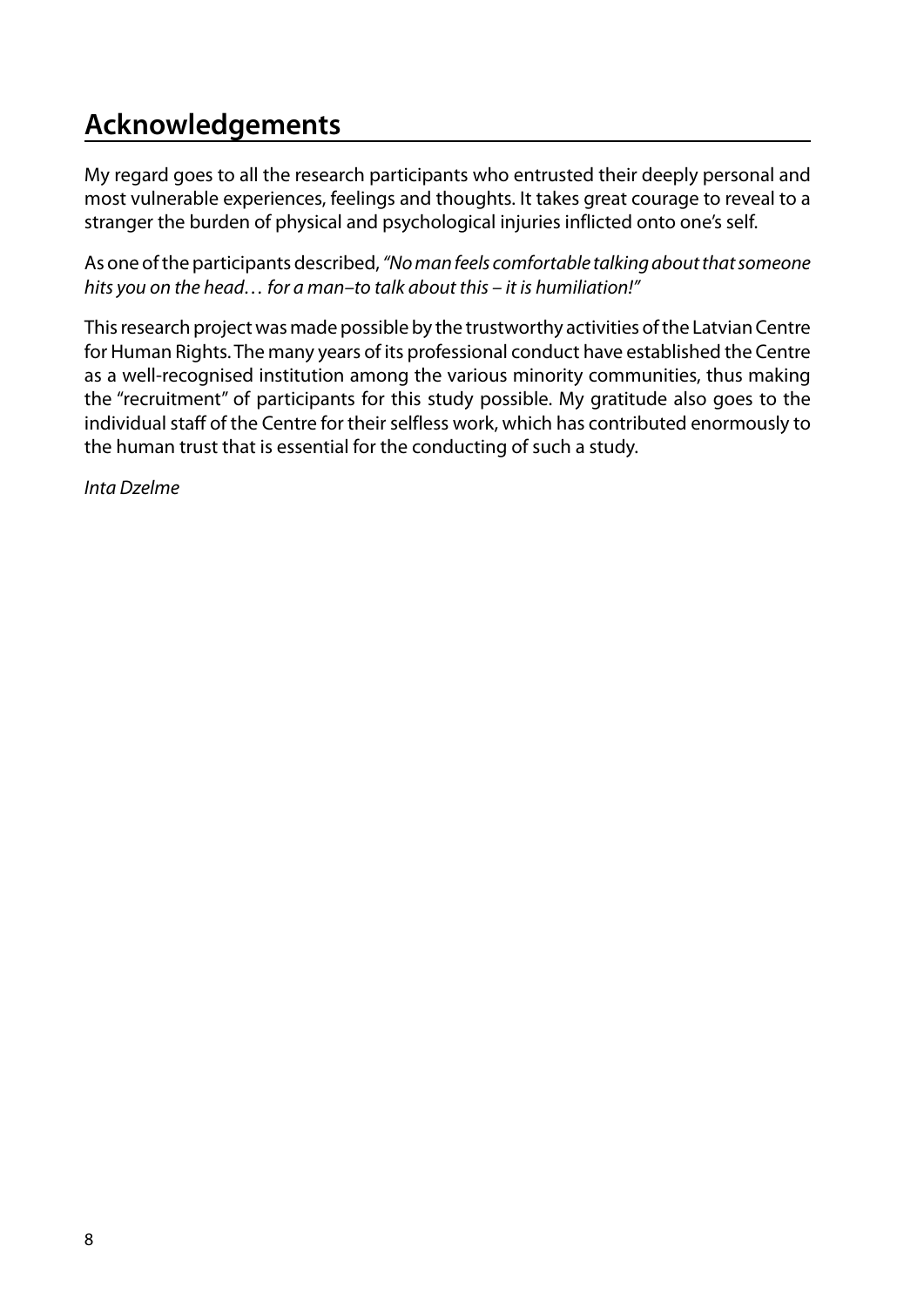## Acknowledgements

My regard goes to all the research participants who entrusted their deeply personal and most vulnerable experiences, feelings and thoughts. It takes great courage to reveal to a stranger the burden of physical and psychological injuries inflicted onto one's self.

As one of the participants described, *"No man feels comfortable talking about that someone hits you on the head… for a man–to talk about this – it is humiliation!"*

This research project was made possible by the trustworthy activities of the Latvian Centre for Human Rights. The many years of its professional conduct have established the Centre as a well-recognised institution among the various minority communities, thus making the "recruitment" of participants for this study possible. My gratitude also goes to the individual staff of the Centre for their selfless work, which has contributed enormously to the human trust that is essential for the conducting of such a study.

*Inta Dzelme*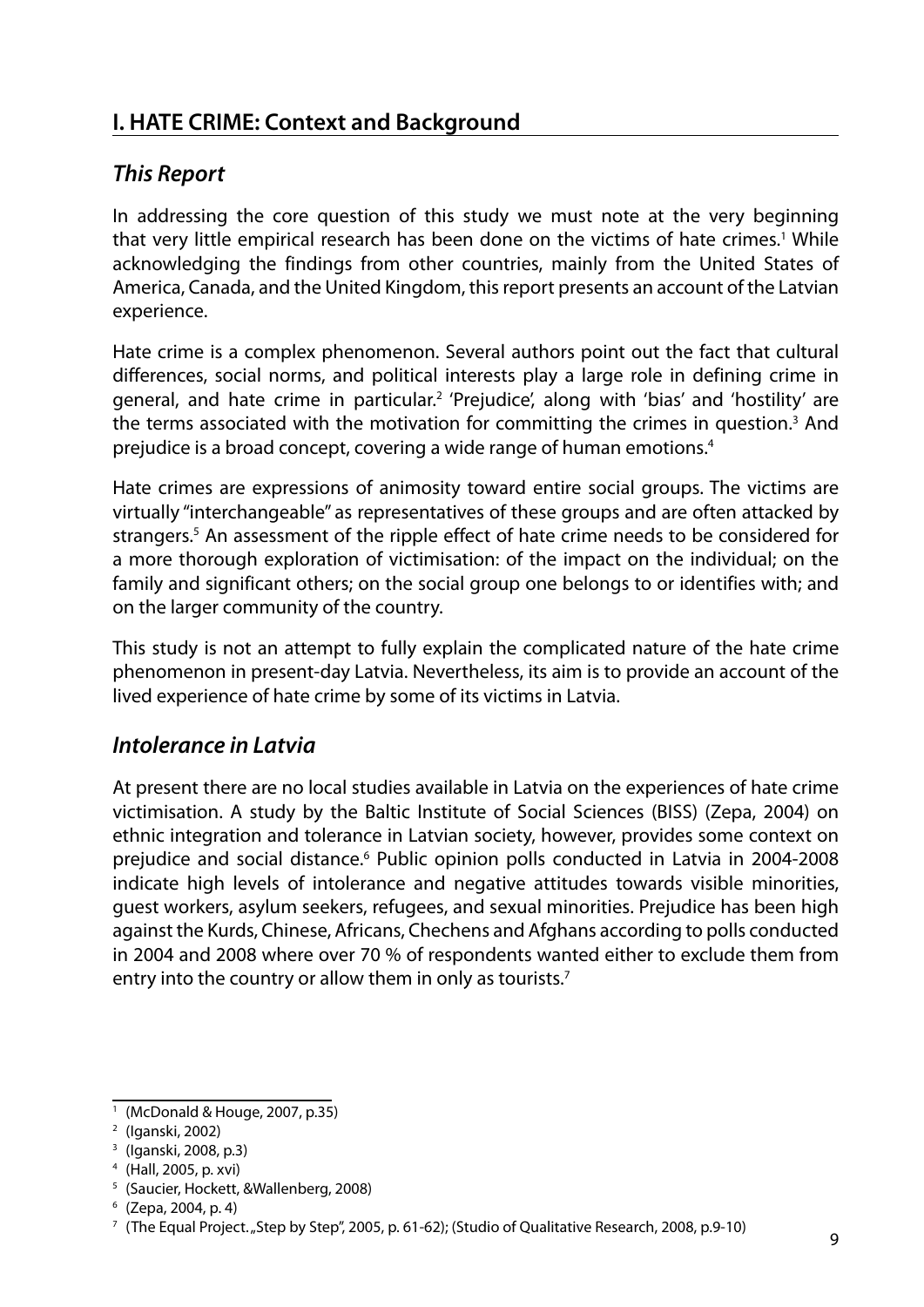## I. HATE CRIME: Context and Background

### *This Report*

In addressing the core question of this study we must note at the very beginning that very little empirical research has been done on the victims of hate crimes.[1] While acknowledging the findings from other countries, mainly from the United States of America, Canada, and the United Kingdom, this report presents an account of the Latvian experience.

Hate crime is a complex phenomenon. Several authors point out the fact that cultural differences, social norms, and political interests play a large role in defining crime in general, and hate crime in particular.[2] 'Prejudice', along with 'bias' and 'hostility' are the terms associated with the motivation for committing the crimes in question.[3] And prejudice is a broad concept, covering a wide range of human emotions.[4]

Hate crimes are expressions of animosity toward entire social groups. The victims are virtually "interchangeable" as representatives of these groups and are often attacked by strangers.[5] An assessment of the ripple effect of hate crime needs to be considered for a more thorough exploration of victimisation: of the impact on the individual; on the family and significant others; on the social group one belongs to or identifies with; and on the larger community of the country.

This study is not an attempt to fully explain the complicated nature of the hate crime phenomenon in present-day Latvia. Nevertheless, its aim is to provide an account of the lived experience of hate crime by some of its victims in Latvia.

### *Intolerance in Latvia*

At present there are no local studies available in Latvia on the experiences of hate crime victimisation. A study by the Baltic Institute of Social Sciences (BISS) (Zepa, 2004) on ethnic integration and tolerance in Latvian society, however, provides some context on prejudice and social distance.[6] Public opinion polls conducted in Latvia in 2004-2008 indicate high levels of intolerance and negative attitudes towards visible minorities, guest workers, asylum seekers, refugees, and sexual minorities. Prejudice has been high against the Kurds, Chinese, Africans, Chechens and Afghans according to polls conducted in 2004 and 2008 where over 70 % of respondents wanted either to exclude them from entry into the country or allow them in only as tourists.[7]

---

[1] (McDonald & Houge, 2007, p.35)

[2] (Iganski, 2002)

[3] (Iganski, 2008, p.3)

[4] (Hall, 2005, p. xvi)

[5] (Saucier, Hockett, &Wallenberg, 2008)

[6] (Zepa, 2004, p. 4)

[7] (The Equal Project. „Step by Step", 2005, p. 61-62); (Studio of Qualitative Research, 2008, p.9-10)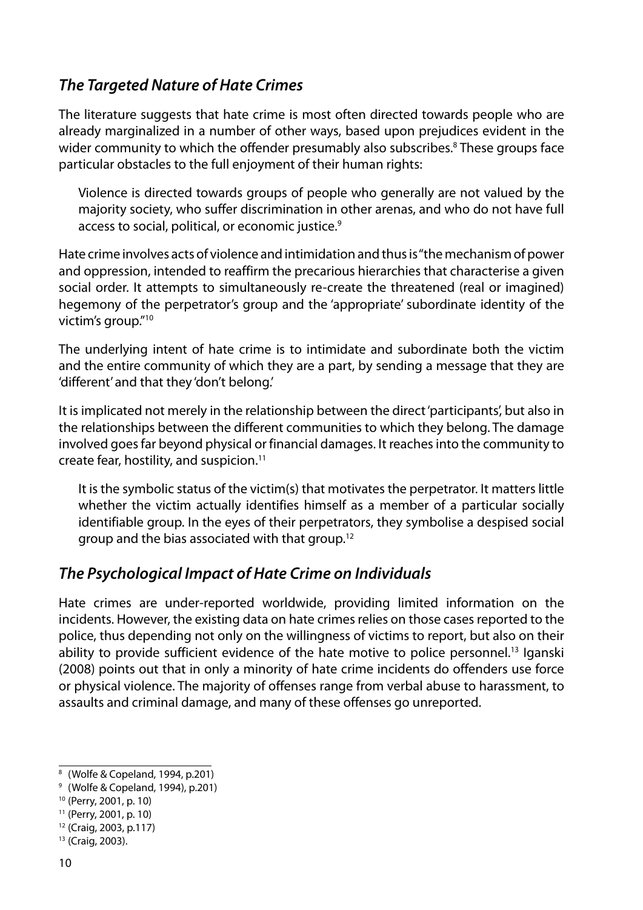### *The Targeted Nature of Hate Crimes*

The literature suggests that hate crime is most often directed towards people who are already marginalized in a number of other ways, based upon prejudices evident in the wider community to which the offender presumably also subscribes.[8] These groups face particular obstacles to the full enjoyment of their human rights:

> Violence is directed towards groups of people who generally are not valued by the majority society, who suffer discrimination in other arenas, and who do not have full access to social, political, or economic justice.[9]

Hate crime involves acts of violence and intimidation and thus is "the mechanism of power and oppression, intended to reaffirm the precarious hierarchies that characterise a given social order. It attempts to simultaneously re-create the threatened (real or imagined) hegemony of the perpetrator's group and the 'appropriate' subordinate identity of the victim's group."[10]

The underlying intent of hate crime is to intimidate and subordinate both the victim and the entire community of which they are a part, by sending a message that they are 'different' and that they 'don't belong.'

It is implicated not merely in the relationship between the direct 'participants', but also in the relationships between the different communities to which they belong. The damage involved goes far beyond physical or financial damages. It reaches into the community to create fear, hostility, and suspicion.[11]

> It is the symbolic status of the victim(s) that motivates the perpetrator. It matters little whether the victim actually identifies himself as a member of a particular socially identifiable group. In the eyes of their perpetrators, they symbolise a despised social group and the bias associated with that group.[12]

### *The Psychological Impact of Hate Crime on Individuals*

Hate crimes are under-reported worldwide, providing limited information on the incidents. However, the existing data on hate crimes relies on those cases reported to the police, thus depending not only on the willingness of victims to report, but also on their ability to provide sufficient evidence of the hate motive to police personnel.[13] Iganski (2008) points out that in only a minority of hate crime incidents do offenders use force or physical violence. The majority of offenses range from verbal abuse to harassment, to assaults and criminal damage, and many of these offenses go unreported.

---

[8] (Wolfe & Copeland, 1994, p.201)

[9] (Wolfe & Copeland, 1994), p.201)

[10] (Perry, 2001, p. 10)

[11] (Perry, 2001, p. 10)

[12] (Craig, 2003, p.117)

[13] (Craig, 2003).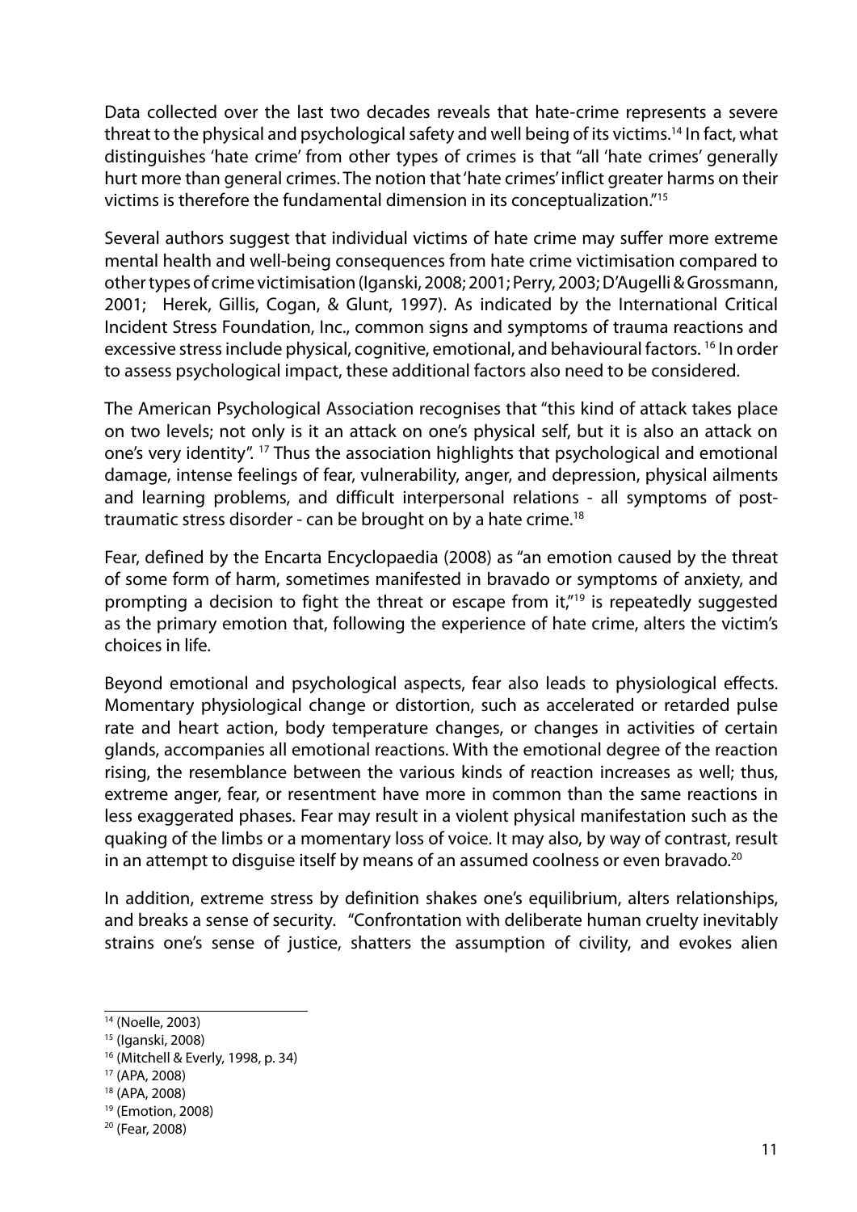Data collected over the last two decades reveals that hate-crime represents a severe threat to the physical and psychological safety and well being of its victims.[14] In fact, what distinguishes 'hate crime' from other types of crimes is that "all 'hate crimes' generally hurt more than general crimes. The notion that 'hate crimes' inflict greater harms on their victims is therefore the fundamental dimension in its conceptualization."[15]

Several authors suggest that individual victims of hate crime may suffer more extreme mental health and well-being consequences from hate crime victimisation compared to other types of crime victimisation (Iganski, 2008; 2001; Perry, 2003; D'Augelli & Grossmann, 2001; Herek, Gillis, Cogan, & Glunt, 1997). As indicated by the International Critical Incident Stress Foundation, Inc., common signs and symptoms of trauma reactions and excessive stress include physical, cognitive, emotional, and behavioural factors. [16] In order to assess psychological impact, these additional factors also need to be considered.

The American Psychological Association recognises that "this kind of attack takes place on two levels; not only is it an attack on one's physical self, but it is also an attack on one's very identity". [17] Thus the association highlights that psychological and emotional damage, intense feelings of fear, vulnerability, anger, and depression, physical ailments and learning problems, and difficult interpersonal relations - all symptoms of post-traumatic stress disorder - can be brought on by a hate crime.[18]

Fear, defined by the Encarta Encyclopaedia (2008) as "an emotion caused by the threat of some form of harm, sometimes manifested in bravado or symptoms of anxiety, and prompting a decision to fight the threat or escape from it,"[19] is repeatedly suggested as the primary emotion that, following the experience of hate crime, alters the victim's choices in life.

Beyond emotional and psychological aspects, fear also leads to physiological effects. Momentary physiological change or distortion, such as accelerated or retarded pulse rate and heart action, body temperature changes, or changes in activities of certain glands, accompanies all emotional reactions. With the emotional degree of the reaction rising, the resemblance between the various kinds of reaction increases as well; thus, extreme anger, fear, or resentment have more in common than the same reactions in less exaggerated phases. Fear may result in a violent physical manifestation such as the quaking of the limbs or a momentary loss of voice. It may also, by way of contrast, result in an attempt to disguise itself by means of an assumed coolness or even bravado.[20]

In addition, extreme stress by definition shakes one's equilibrium, alters relationships, and breaks a sense of security. "Confrontation with deliberate human cruelty inevitably strains one's sense of justice, shatters the assumption of civility, and evokes alien

[14] (Noelle, 2003)
[15] (Iganski, 2008)
[16] (Mitchell & Everly, 1998, p. 34)
[17] (APA, 2008)
[18] (APA, 2008)
[19] (Emotion, 2008)
[20] (Fear, 2008)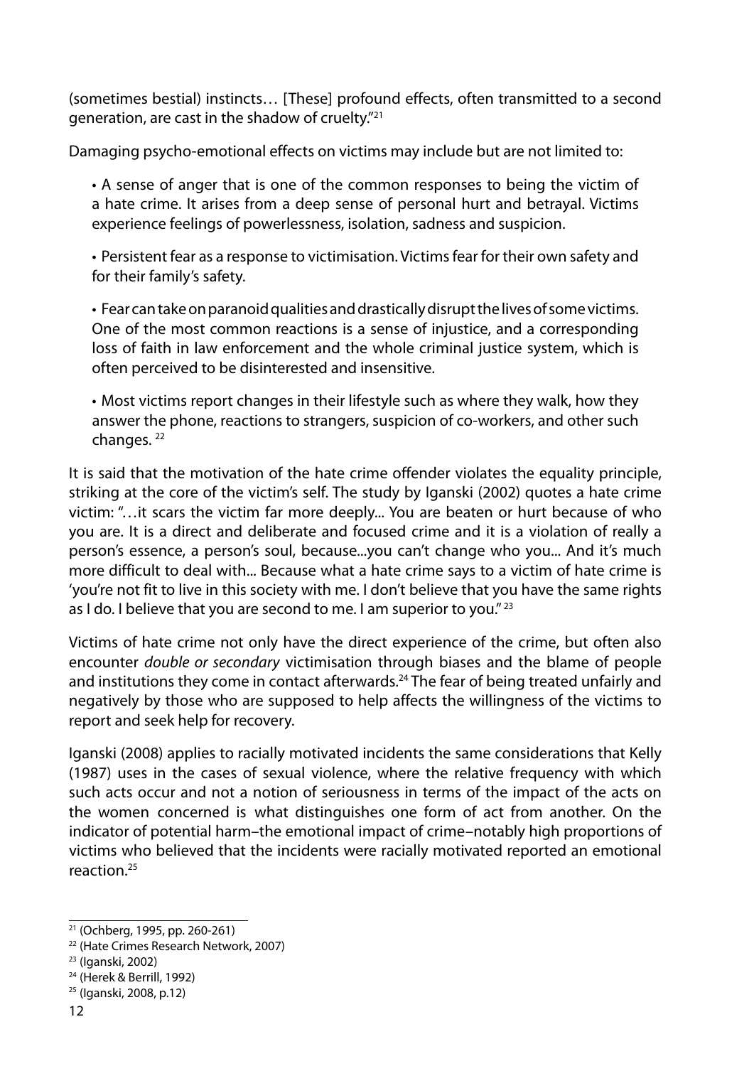(sometimes bestial) instincts… [These] profound effects, often transmitted to a second generation, are cast in the shadow of cruelty."[21]

Damaging psycho-emotional effects on victims may include but are not limited to:

- A sense of anger that is one of the common responses to being the victim of a hate crime. It arises from a deep sense of personal hurt and betrayal. Victims experience feelings of powerlessness, isolation, sadness and suspicion.

- Persistent fear as a response to victimisation. Victims fear for their own safety and for their family's safety.

- Fear can take on paranoid qualities and drastically disrupt the lives of some victims. One of the most common reactions is a sense of injustice, and a corresponding loss of faith in law enforcement and the whole criminal justice system, which is often perceived to be disinterested and insensitive.

- Most victims report changes in their lifestyle such as where they walk, how they answer the phone, reactions to strangers, suspicion of co-workers, and other such changes. [22]

It is said that the motivation of the hate crime offender violates the equality principle, striking at the core of the victim's self. The study by Iganski (2002) quotes a hate crime victim: "…it scars the victim far more deeply... You are beaten or hurt because of who you are. It is a direct and deliberate and focused crime and it is a violation of really a person's essence, a person's soul, because...you can't change who you... And it's much more difficult to deal with... Because what a hate crime says to a victim of hate crime is 'you're not fit to live in this society with me. I don't believe that you have the same rights as I do. I believe that you are second to me. I am superior to you." [23]

Victims of hate crime not only have the direct experience of the crime, but often also encounter *double or secondary* victimisation through biases and the blame of people and institutions they come in contact afterwards.[24] The fear of being treated unfairly and negatively by those who are supposed to help affects the willingness of the victims to report and seek help for recovery.

Iganski (2008) applies to racially motivated incidents the same considerations that Kelly (1987) uses in the cases of sexual violence, where the relative frequency with which such acts occur and not a notion of seriousness in terms of the impact of the acts on the women concerned is what distinguishes one form of act from another. On the indicator of potential harm–the emotional impact of crime–notably high proportions of victims who believed that the incidents were racially motivated reported an emotional reaction.[25]

---

[21] (Ochberg, 1995, pp. 260-261)

[22] (Hate Crimes Research Network, 2007)

[23] (Iganski, 2002)

[24] (Herek & Berrill, 1992)

[25] (Iganski, 2008, p.12)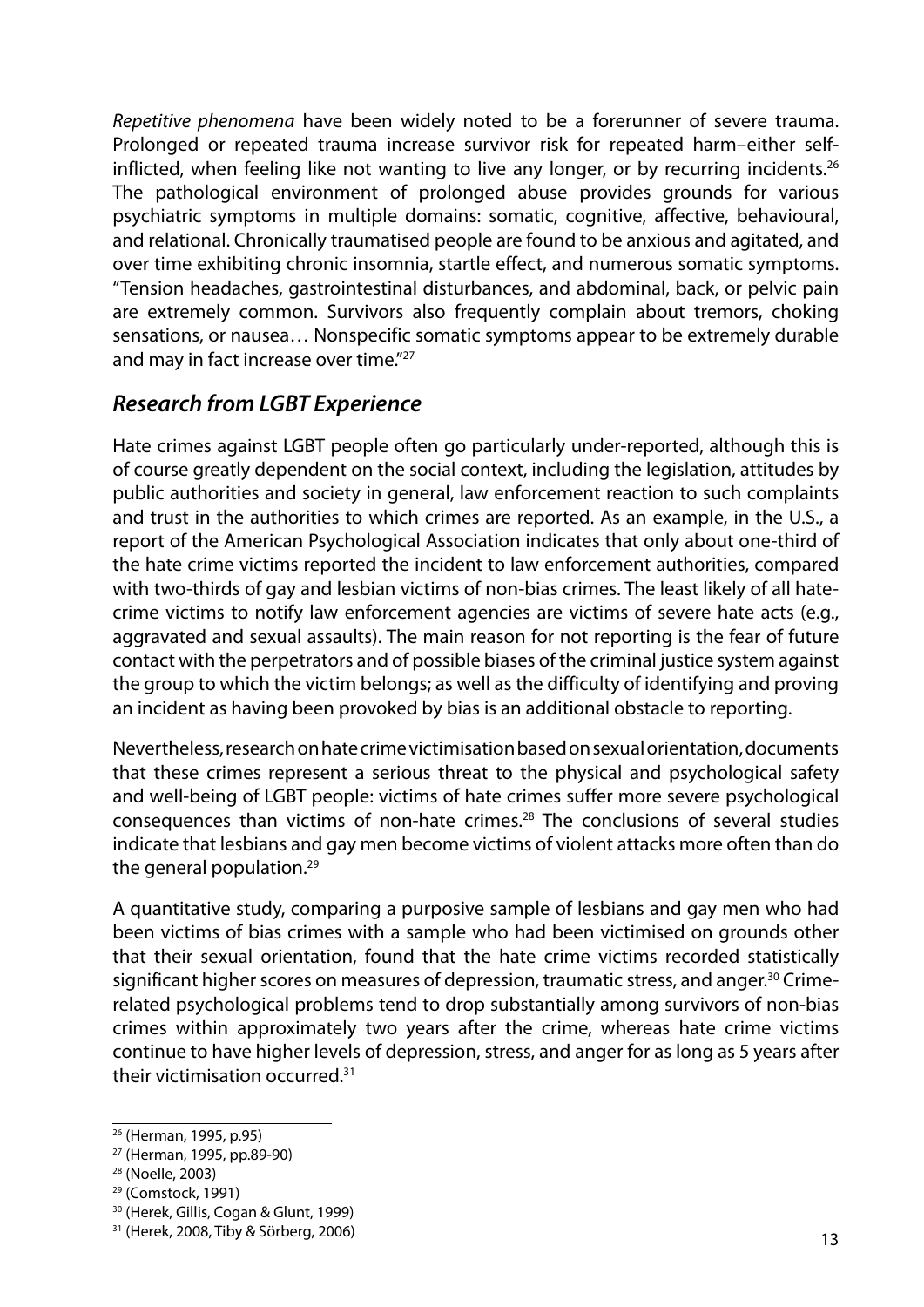*Repetitive phenomena* have been widely noted to be a forerunner of severe trauma. Prolonged or repeated trauma increase survivor risk for repeated harm–either self-inflicted, when feeling like not wanting to live any longer, or by recurring incidents.[26] The pathological environment of prolonged abuse provides grounds for various psychiatric symptoms in multiple domains: somatic, cognitive, affective, behavioural, and relational. Chronically traumatised people are found to be anxious and agitated, and over time exhibiting chronic insomnia, startle effect, and numerous somatic symptoms. "Tension headaches, gastrointestinal disturbances, and abdominal, back, or pelvic pain are extremely common. Survivors also frequently complain about tremors, choking sensations, or nausea… Nonspecific somatic symptoms appear to be extremely durable and may in fact increase over time."[27]

## *Research from LGBT Experience*

Hate crimes against LGBT people often go particularly under-reported, although this is of course greatly dependent on the social context, including the legislation, attitudes by public authorities and society in general, law enforcement reaction to such complaints and trust in the authorities to which crimes are reported. As an example, in the U.S., a report of the American Psychological Association indicates that only about one-third of the hate crime victims reported the incident to law enforcement authorities, compared with two-thirds of gay and lesbian victims of non-bias crimes. The least likely of all hate-crime victims to notify law enforcement agencies are victims of severe hate acts (e.g., aggravated and sexual assaults). The main reason for not reporting is the fear of future contact with the perpetrators and of possible biases of the criminal justice system against the group to which the victim belongs; as well as the difficulty of identifying and proving an incident as having been provoked by bias is an additional obstacle to reporting.

Nevertheless, research on hate crime victimisation based on sexual orientation, documents that these crimes represent a serious threat to the physical and psychological safety and well-being of LGBT people: victims of hate crimes suffer more severe psychological consequences than victims of non-hate crimes.[28] The conclusions of several studies indicate that lesbians and gay men become victims of violent attacks more often than do the general population.[29]

A quantitative study, comparing a purposive sample of lesbians and gay men who had been victims of bias crimes with a sample who had been victimised on grounds other that their sexual orientation, found that the hate crime victims recorded statistically significant higher scores on measures of depression, traumatic stress, and anger.[30] Crime-related psychological problems tend to drop substantially among survivors of non-bias crimes within approximately two years after the crime, whereas hate crime victims continue to have higher levels of depression, stress, and anger for as long as 5 years after their victimisation occurred.[31]

---

[26] (Herman, 1995, p.95)

[27] (Herman, 1995, pp.89-90)

[28] (Noelle, 2003)

[29] (Comstock, 1991)

[30] (Herek, Gillis, Cogan & Glunt, 1999)

[31] (Herek, 2008, Tiby & Sörberg, 2006)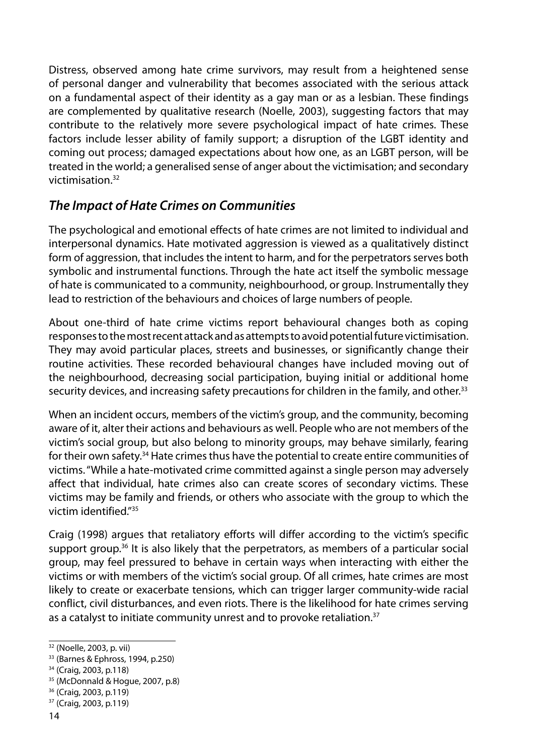Distress, observed among hate crime survivors, may result from a heightened sense of personal danger and vulnerability that becomes associated with the serious attack on a fundamental aspect of their identity as a gay man or as a lesbian. These findings are complemented by qualitative research (Noelle, 2003), suggesting factors that may contribute to the relatively more severe psychological impact of hate crimes. These factors include lesser ability of family support; a disruption of the LGBT identity and coming out process; damaged expectations about how one, as an LGBT person, will be treated in the world; a generalised sense of anger about the victimisation; and secondary victimisation.[32]

## *The Impact of Hate Crimes on Communities*

The psychological and emotional effects of hate crimes are not limited to individual and interpersonal dynamics. Hate motivated aggression is viewed as a qualitatively distinct form of aggression, that includes the intent to harm, and for the perpetrators serves both symbolic and instrumental functions. Through the hate act itself the symbolic message of hate is communicated to a community, neighbourhood, or group. Instrumentally they lead to restriction of the behaviours and choices of large numbers of people.

About one-third of hate crime victims report behavioural changes both as coping responses to the most recent attack and as attempts to avoid potential future victimisation. They may avoid particular places, streets and businesses, or significantly change their routine activities. These recorded behavioural changes have included moving out of the neighbourhood, decreasing social participation, buying initial or additional home security devices, and increasing safety precautions for children in the family, and other.[33]

When an incident occurs, members of the victim's group, and the community, becoming aware of it, alter their actions and behaviours as well. People who are not members of the victim's social group, but also belong to minority groups, may behave similarly, fearing for their own safety.[34] Hate crimes thus have the potential to create entire communities of victims. "While a hate-motivated crime committed against a single person may adversely affect that individual, hate crimes also can create scores of secondary victims. These victims may be family and friends, or others who associate with the group to which the victim identified."[35]

Craig (1998) argues that retaliatory efforts will differ according to the victim's specific support group.[36] It is also likely that the perpetrators, as members of a particular social group, may feel pressured to behave in certain ways when interacting with either the victims or with members of the victim's social group. Of all crimes, hate crimes are most likely to create or exacerbate tensions, which can trigger larger community-wide racial conflict, civil disturbances, and even riots. There is the likelihood for hate crimes serving as a catalyst to initiate community unrest and to provoke retaliation.[37]

---

[32] (Noelle, 2003, p. vii)
[33] (Barnes & Ephross, 1994, p.250)
[34] (Craig, 2003, p.118)
[35] (McDonnald & Hogue, 2007, p.8)
[36] (Craig, 2003, p.119)
[37] (Craig, 2003, p.119)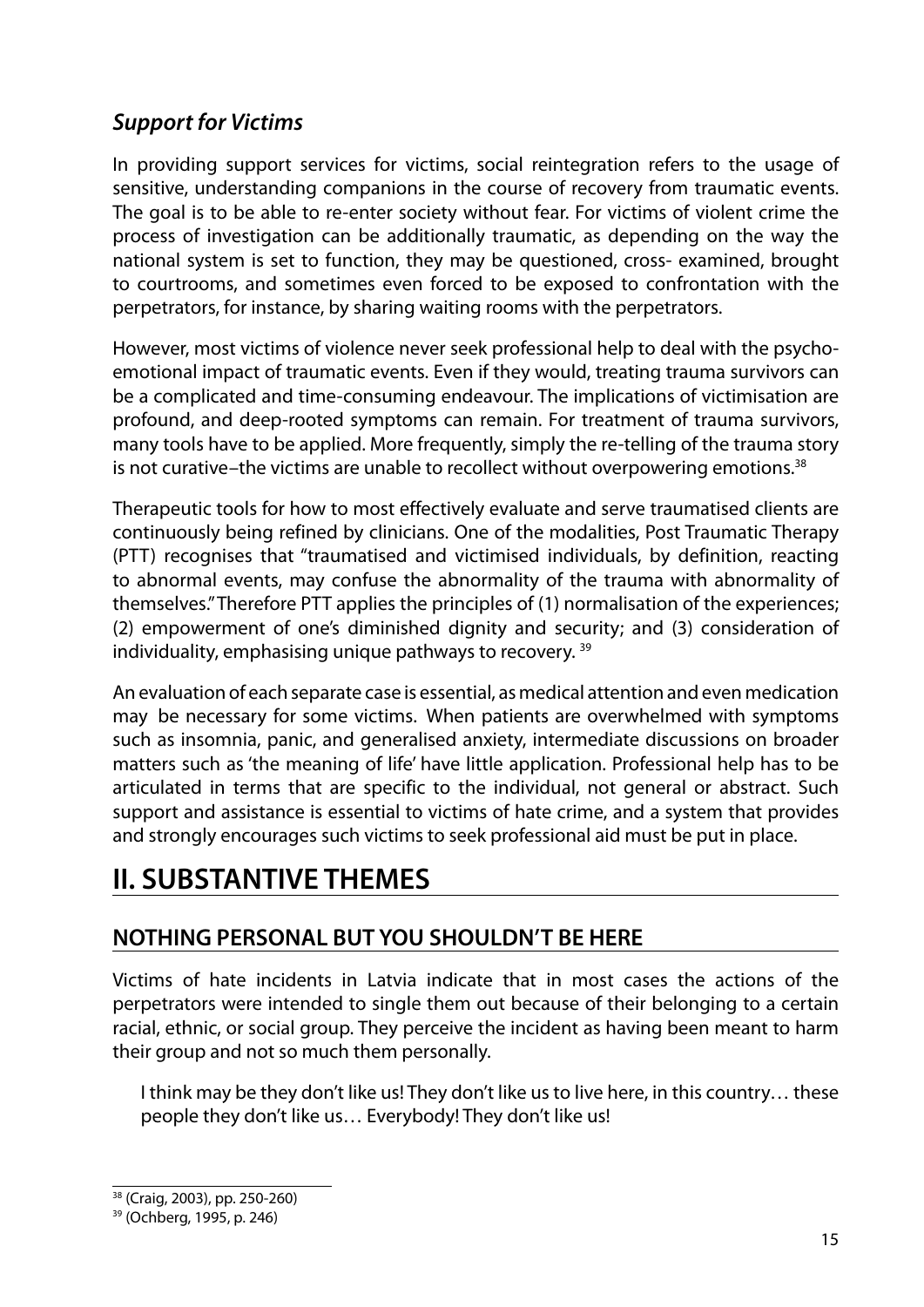### *Support for Victims*

In providing support services for victims, social reintegration refers to the usage of sensitive, understanding companions in the course of recovery from traumatic events. The goal is to be able to re-enter society without fear. For victims of violent crime the process of investigation can be additionally traumatic, as depending on the way the national system is set to function, they may be questioned, cross- examined, brought to courtrooms, and sometimes even forced to be exposed to confrontation with the perpetrators, for instance, by sharing waiting rooms with the perpetrators.

However, most victims of violence never seek professional help to deal with the psycho-emotional impact of traumatic events. Even if they would, treating trauma survivors can be a complicated and time-consuming endeavour. The implications of victimisation are profound, and deep-rooted symptoms can remain. For treatment of trauma survivors, many tools have to be applied. More frequently, simply the re-telling of the trauma story is not curative–the victims are unable to recollect without overpowering emotions.[38]

Therapeutic tools for how to most effectively evaluate and serve traumatised clients are continuously being refined by clinicians. One of the modalities, Post Traumatic Therapy (PTT) recognises that "traumatised and victimised individuals, by definition, reacting to abnormal events, may confuse the abnormality of the trauma with abnormality of themselves." Therefore PTT applies the principles of (1) normalisation of the experiences; (2) empowerment of one's diminished dignity and security; and (3) consideration of individuality, emphasising unique pathways to recovery. [39]

An evaluation of each separate case is essential, as medical attention and even medication may be necessary for some victims. When patients are overwhelmed with symptoms such as insomnia, panic, and generalised anxiety, intermediate discussions on broader matters such as 'the meaning of life' have little application. Professional help has to be articulated in terms that are specific to the individual, not general or abstract. Such support and assistance is essential to victims of hate crime, and a system that provides and strongly encourages such victims to seek professional aid must be put in place.

# II. SUBSTANTIVE THEMES

## NOTHING PERSONAL BUT YOU SHOULDN'T BE HERE

Victims of hate incidents in Latvia indicate that in most cases the actions of the perpetrators were intended to single them out because of their belonging to a certain racial, ethnic, or social group. They perceive the incident as having been meant to harm their group and not so much them personally.

> I think may be they don't like us! They don't like us to live here, in this country… these people they don't like us… Everybody! They don't like us!

---

[38] (Craig, 2003), pp. 250-260)

[39] (Ochberg, 1995, p. 246)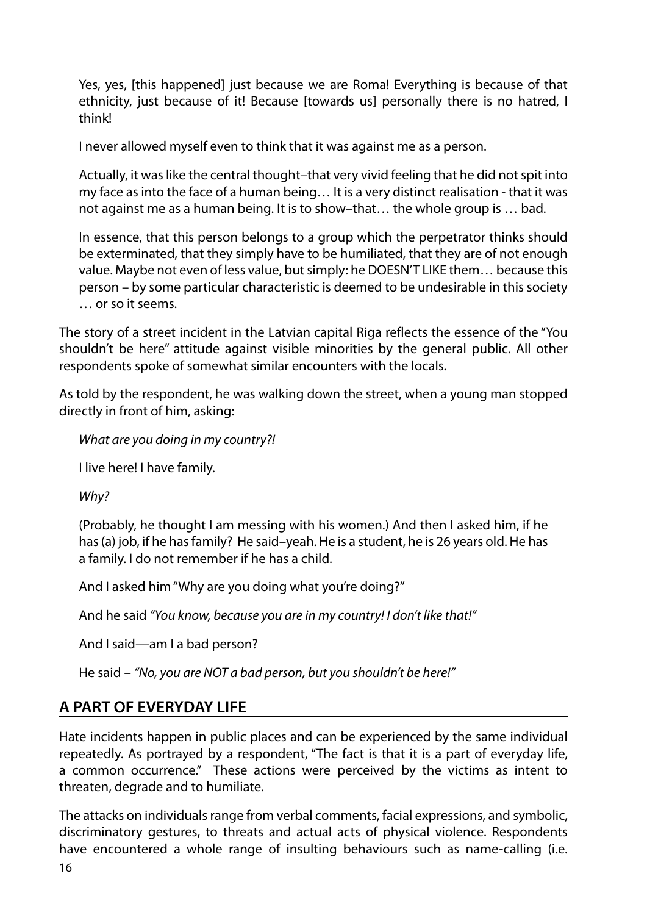> Yes, yes, [this happened] just because we are Roma! Everything is because of that ethnicity, just because of it! Because [towards us] personally there is no hatred, I think!
>
> I never allowed myself even to think that it was against me as a person.
>
> Actually, it was like the central thought–that very vivid feeling that he did not spit into my face as into the face of a human being… It is a very distinct realisation - that it was not against me as a human being. It is to show–that… the whole group is … bad.
>
> In essence, that this person belongs to a group which the perpetrator thinks should be exterminated, that they simply have to be humiliated, that they are of not enough value. Maybe not even of less value, but simply: he DOESN'T LIKE them… because this person – by some particular characteristic is deemed to be undesirable in this society … or so it seems.

The story of a street incident in the Latvian capital Riga reflects the essence of the "You shouldn't be here" attitude against visible minorities by the general public. All other respondents spoke of somewhat similar encounters with the locals.

As told by the respondent, he was walking down the street, when a young man stopped directly in front of him, asking:

> *What are you doing in my country?!*
>
> I live here! I have family.
>
> *Why?*
>
> (Probably, he thought I am messing with his women.) And then I asked him, if he has (a) job, if he has family? He said–yeah. He is a student, he is 26 years old. He has a family. I do not remember if he has a child.
>
> And I asked him "Why are you doing what you're doing?"
>
> And he said *"You know, because you are in my country! I don't like that!"*
>
> And I said—am I a bad person?
>
> He said – *"No, you are NOT a bad person, but you shouldn't be here!"*

## A PART OF EVERYDAY LIFE

Hate incidents happen in public places and can be experienced by the same individual repeatedly. As portrayed by a respondent, "The fact is that it is a part of everyday life, a common occurrence." These actions were perceived by the victims as intent to threaten, degrade and to humiliate.

The attacks on individuals range from verbal comments, facial expressions, and symbolic, discriminatory gestures, to threats and actual acts of physical violence. Respondents have encountered a whole range of insulting behaviours such as name-calling (i.e.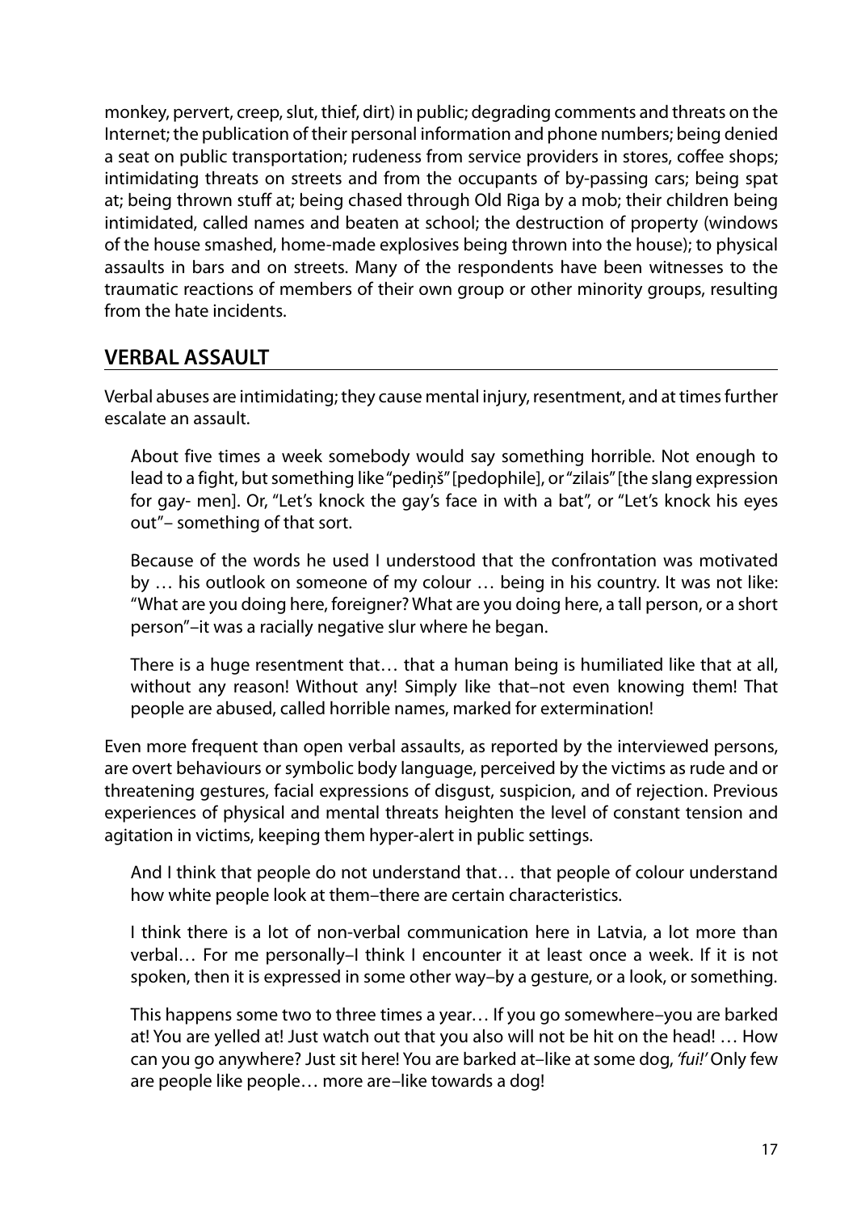monkey, pervert, creep, slut, thief, dirt) in public; degrading comments and threats on the Internet; the publication of their personal information and phone numbers; being denied a seat on public transportation; rudeness from service providers in stores, coffee shops; intimidating threats on streets and from the occupants of by-passing cars; being spat at; being thrown stuff at; being chased through Old Riga by a mob; their children being intimidated, called names and beaten at school; the destruction of property (windows of the house smashed, home-made explosives being thrown into the house); to physical assaults in bars and on streets. Many of the respondents have been witnesses to the traumatic reactions of members of their own group or other minority groups, resulting from the hate incidents.

## VERBAL ASSAULT

Verbal abuses are intimidating; they cause mental injury, resentment, and at times further escalate an assault.

> About five times a week somebody would say something horrible. Not enough to lead to a fight, but something like "pediņš" [pedophile], or "zilais" [the slang expression for gay- men]. Or, "Let's knock the gay's face in with a bat", or "Let's knock his eyes out"– something of that sort.

> Because of the words he used I understood that the confrontation was motivated by … his outlook on someone of my colour … being in his country. It was not like: "What are you doing here, foreigner? What are you doing here, a tall person, or a short person"–it was a racially negative slur where he began.

> There is a huge resentment that… that a human being is humiliated like that at all, without any reason! Without any! Simply like that–not even knowing them! That people are abused, called horrible names, marked for extermination!

Even more frequent than open verbal assaults, as reported by the interviewed persons, are overt behaviours or symbolic body language, perceived by the victims as rude and or threatening gestures, facial expressions of disgust, suspicion, and of rejection. Previous experiences of physical and mental threats heighten the level of constant tension and agitation in victims, keeping them hyper-alert in public settings.

> And I think that people do not understand that… that people of colour understand how white people look at them–there are certain characteristics.

> I think there is a lot of non-verbal communication here in Latvia, a lot more than verbal… For me personally–I think I encounter it at least once a week. If it is not spoken, then it is expressed in some other way–by a gesture, or a look, or something.

> This happens some two to three times a year… If you go somewhere–you are barked at! You are yelled at! Just watch out that you also will not be hit on the head! … How can you go anywhere? Just sit here! You are barked at–like at some dog, *'fui!'* Only few are people like people… more are–like towards a dog!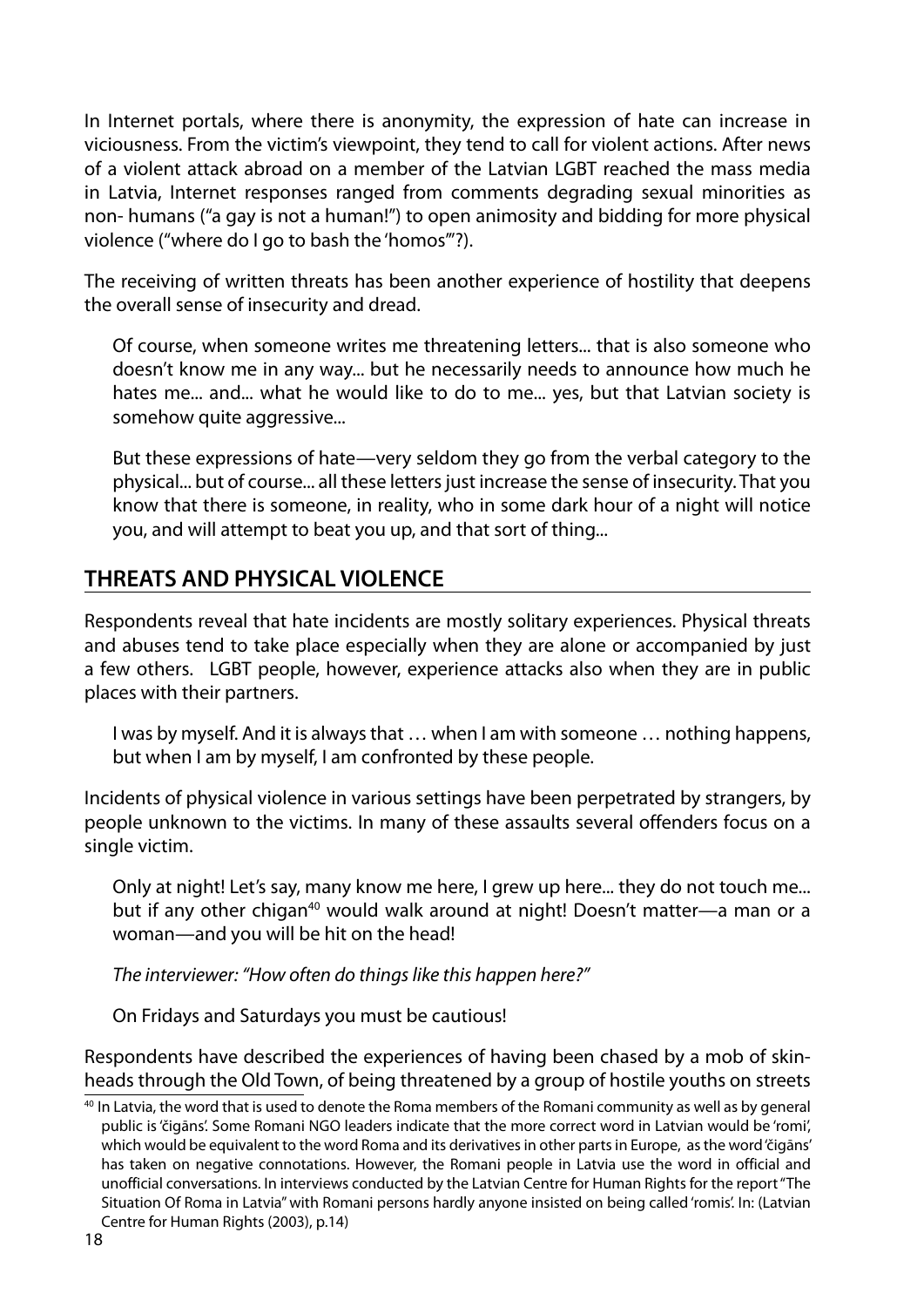In Internet portals, where there is anonymity, the expression of hate can increase in viciousness. From the victim's viewpoint, they tend to call for violent actions. After news of a violent attack abroad on a member of the Latvian LGBT reached the mass media in Latvia, Internet responses ranged from comments degrading sexual minorities as non- humans ("a gay is not a human!") to open animosity and bidding for more physical violence ("where do I go to bash the 'homos'"?).

The receiving of written threats has been another experience of hostility that deepens the overall sense of insecurity and dread.

> Of course, when someone writes me threatening letters... that is also someone who doesn't know me in any way... but he necessarily needs to announce how much he hates me... and... what he would like to do to me... yes, but that Latvian society is somehow quite aggressive...
>
> But these expressions of hate—very seldom they go from the verbal category to the physical... but of course... all these letters just increase the sense of insecurity. That you know that there is someone, in reality, who in some dark hour of a night will notice you, and will attempt to beat you up, and that sort of thing...

## THREATS AND PHYSICAL VIOLENCE

Respondents reveal that hate incidents are mostly solitary experiences. Physical threats and abuses tend to take place especially when they are alone or accompanied by just a few others. LGBT people, however, experience attacks also when they are in public places with their partners.

> I was by myself. And it is always that … when I am with someone … nothing happens, but when I am by myself, I am confronted by these people.

Incidents of physical violence in various settings have been perpetrated by strangers, by people unknown to the victims. In many of these assaults several offenders focus on a single victim.

> Only at night! Let's say, many know me here, I grew up here... they do not touch me... but if any other chigan[40] would walk around at night! Doesn't matter—a man or a woman—and you will be hit on the head!
>
> *The interviewer: "How often do things like this happen here?"*
>
> On Fridays and Saturdays you must be cautious!

Respondents have described the experiences of having been chased by a mob of skinheads through the Old Town, of being threatened by a group of hostile youths on streets

[40] In Latvia, the word that is used to denote the Roma members of the Romani community as well as by general public is 'čigāns'. Some Romani NGO leaders indicate that the more correct word in Latvian would be 'romi', which would be equivalent to the word Roma and its derivatives in other parts in Europe, as the word 'čigāns' has taken on negative connotations. However, the Romani people in Latvia use the word in official and unofficial conversations. In interviews conducted by the Latvian Centre for Human Rights for the report "The Situation Of Roma in Latvia" with Romani persons hardly anyone insisted on being called 'romis'. In: (Latvian Centre for Human Rights (2003), p.14)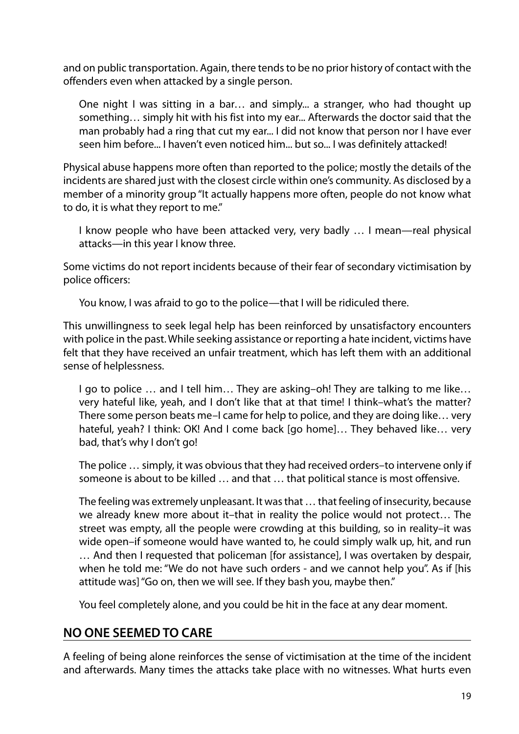and on public transportation. Again, there tends to be no prior history of contact with the offenders even when attacked by a single person.

> One night I was sitting in a bar… and simply... a stranger, who had thought up something… simply hit with his fist into my ear... Afterwards the doctor said that the man probably had a ring that cut my ear... I did not know that person nor I have ever seen him before... I haven't even noticed him... but so... I was definitely attacked!

Physical abuse happens more often than reported to the police; mostly the details of the incidents are shared just with the closest circle within one's community. As disclosed by a member of a minority group "It actually happens more often, people do not know what to do, it is what they report to me."

> I know people who have been attacked very, very badly … I mean—real physical attacks—in this year I know three.

Some victims do not report incidents because of their fear of secondary victimisation by police officers:

> You know, I was afraid to go to the police—that I will be ridiculed there.

This unwillingness to seek legal help has been reinforced by unsatisfactory encounters with police in the past. While seeking assistance or reporting a hate incident, victims have felt that they have received an unfair treatment, which has left them with an additional sense of helplessness.

> I go to police … and I tell him… They are asking–oh! They are talking to me like… very hateful like, yeah, and I don't like that at that time! I think–what's the matter? There some person beats me–I came for help to police, and they are doing like… very hateful, yeah? I think: OK! And I come back [go home]… They behaved like… very bad, that's why I don't go!

> The police … simply, it was obvious that they had received orders–to intervene only if someone is about to be killed … and that … that political stance is most offensive.

> The feeling was extremely unpleasant. It was that … that feeling of insecurity, because we already knew more about it–that in reality the police would not protect… The street was empty, all the people were crowding at this building, so in reality–it was wide open–if someone would have wanted to, he could simply walk up, hit, and run … And then I requested that policeman [for assistance], I was overtaken by despair, when he told me: "We do not have such orders - and we cannot help you". As if [his attitude was] "Go on, then we will see. If they bash you, maybe then."

> You feel completely alone, and you could be hit in the face at any dear moment.

## NO ONE SEEMED TO CARE

A feeling of being alone reinforces the sense of victimisation at the time of the incident and afterwards. Many times the attacks take place with no witnesses. What hurts even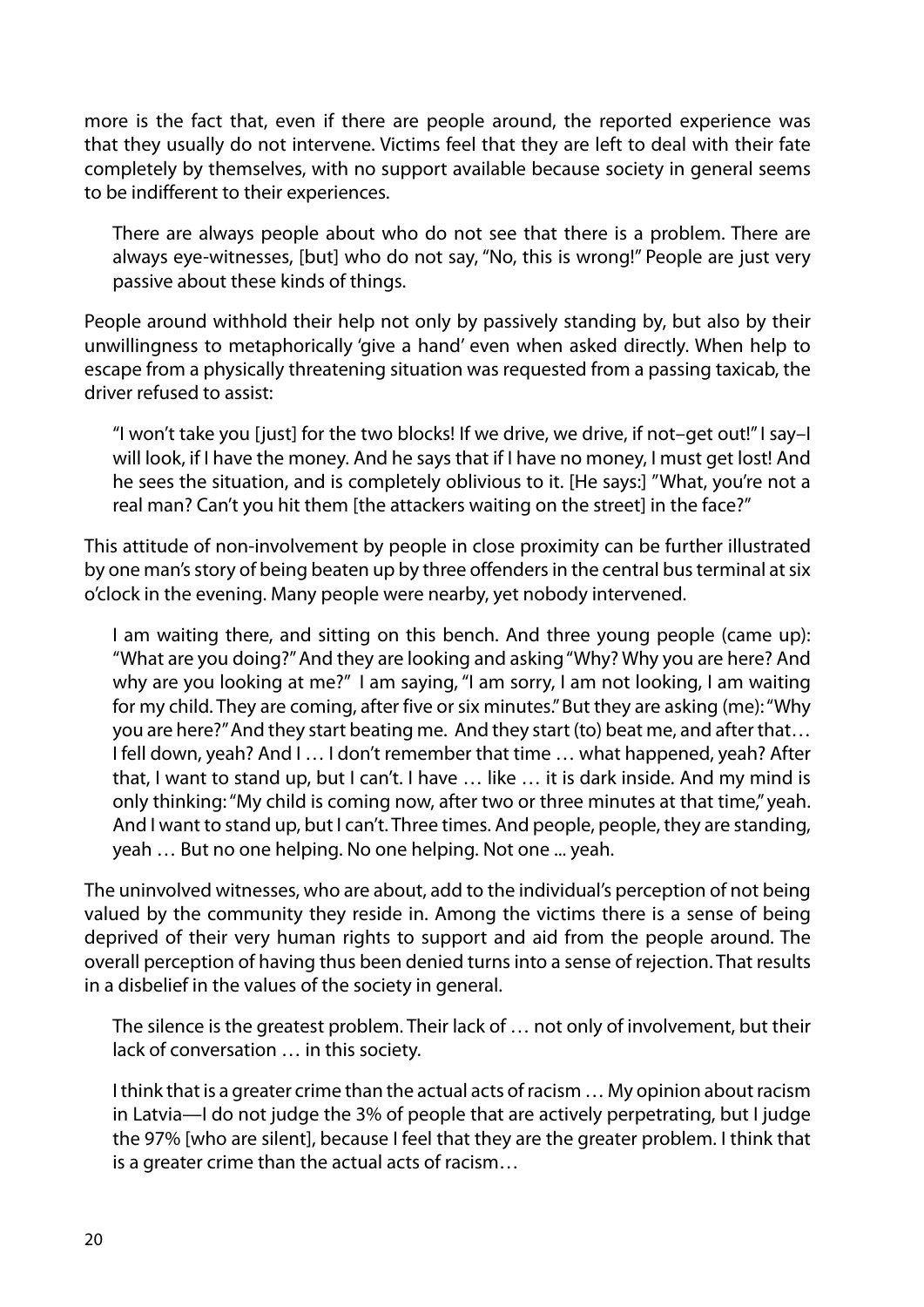more is the fact that, even if there are people around, the reported experience was that they usually do not intervene. Victims feel that they are left to deal with their fate completely by themselves, with no support available because society in general seems to be indifferent to their experiences.

> There are always people about who do not see that there is a problem. There are always eye-witnesses, [but] who do not say, "No, this is wrong!" People are just very passive about these kinds of things.

People around withhold their help not only by passively standing by, but also by their unwillingness to metaphorically 'give a hand' even when asked directly. When help to escape from a physically threatening situation was requested from a passing taxicab, the driver refused to assist:

> "I won't take you [just] for the two blocks! If we drive, we drive, if not–get out!" I say–I will look, if I have the money. And he says that if I have no money, I must get lost! And he sees the situation, and is completely oblivious to it. [He says:] "What, you're not a real man? Can't you hit them [the attackers waiting on the street] in the face?"

This attitude of non-involvement by people in close proximity can be further illustrated by one man's story of being beaten up by three offenders in the central bus terminal at six o'clock in the evening. Many people were nearby, yet nobody intervened.

> I am waiting there, and sitting on this bench. And three young people (came up): "What are you doing?" And they are looking and asking "Why? Why you are here? And why are you looking at me?" I am saying, "I am sorry, I am not looking, I am waiting for my child. They are coming, after five or six minutes." But they are asking (me): "Why you are here?" And they start beating me. And they start (to) beat me, and after that… I fell down, yeah? And I … I don't remember that time … what happened, yeah? After that, I want to stand up, but I can't. I have … like … it is dark inside. And my mind is only thinking: "My child is coming now, after two or three minutes at that time," yeah. And I want to stand up, but I can't. Three times. And people, people, they are standing, yeah … But no one helping. No one helping. Not one ... yeah.

The uninvolved witnesses, who are about, add to the individual's perception of not being valued by the community they reside in. Among the victims there is a sense of being deprived of their very human rights to support and aid from the people around. The overall perception of having thus been denied turns into a sense of rejection. That results in a disbelief in the values of the society in general.

> The silence is the greatest problem. Their lack of … not only of involvement, but their lack of conversation … in this society.
>
> I think that is a greater crime than the actual acts of racism … My opinion about racism in Latvia—I do not judge the 3% of people that are actively perpetrating, but I judge the 97% [who are silent], because I feel that they are the greater problem. I think that is a greater crime than the actual acts of racism…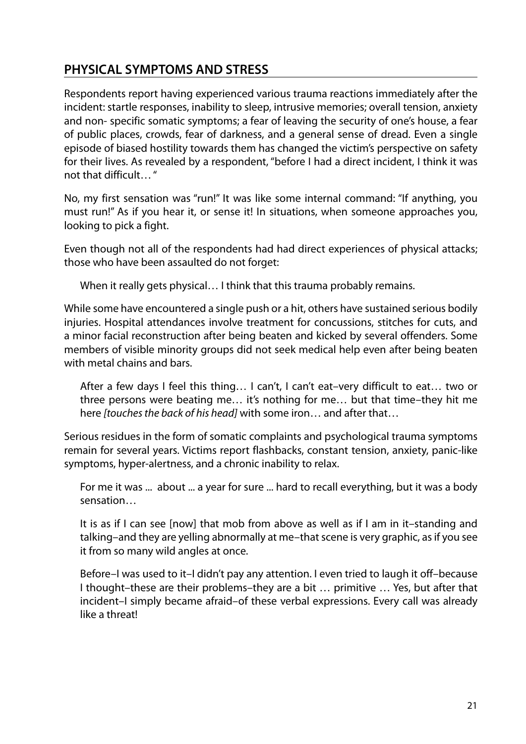## PHYSICAL SYMPTOMS AND STRESS

Respondents report having experienced various trauma reactions immediately after the incident: startle responses, inability to sleep, intrusive memories; overall tension, anxiety and non- specific somatic symptoms; a fear of leaving the security of one's house, a fear of public places, crowds, fear of darkness, and a general sense of dread. Even a single episode of biased hostility towards them has changed the victim's perspective on safety for their lives. As revealed by a respondent, "before I had a direct incident, I think it was not that difficult… "

No, my first sensation was "run!" It was like some internal command: "If anything, you must run!" As if you hear it, or sense it! In situations, when someone approaches you, looking to pick a fight.

Even though not all of the respondents had had direct experiences of physical attacks; those who have been assaulted do not forget:

> When it really gets physical… I think that this trauma probably remains.

While some have encountered a single push or a hit, others have sustained serious bodily injuries. Hospital attendances involve treatment for concussions, stitches for cuts, and a minor facial reconstruction after being beaten and kicked by several offenders. Some members of visible minority groups did not seek medical help even after being beaten with metal chains and bars.

> After a few days I feel this thing… I can't, I can't eat–very difficult to eat… two or three persons were beating me… it's nothing for me… but that time–they hit me here *[touches the back of his head]* with some iron… and after that…

Serious residues in the form of somatic complaints and psychological trauma symptoms remain for several years. Victims report flashbacks, constant tension, anxiety, panic-like symptoms, hyper-alertness, and a chronic inability to relax.

> For me it was ... about ... a year for sure ... hard to recall everything, but it was a body sensation…

> It is as if I can see [now] that mob from above as well as if I am in it–standing and talking–and they are yelling abnormally at me–that scene is very graphic, as if you see it from so many wild angles at once.

> Before–I was used to it–I didn't pay any attention. I even tried to laugh it off–because I thought–these are their problems–they are a bit … primitive … Yes, but after that incident–I simply became afraid–of these verbal expressions. Every call was already like a threat!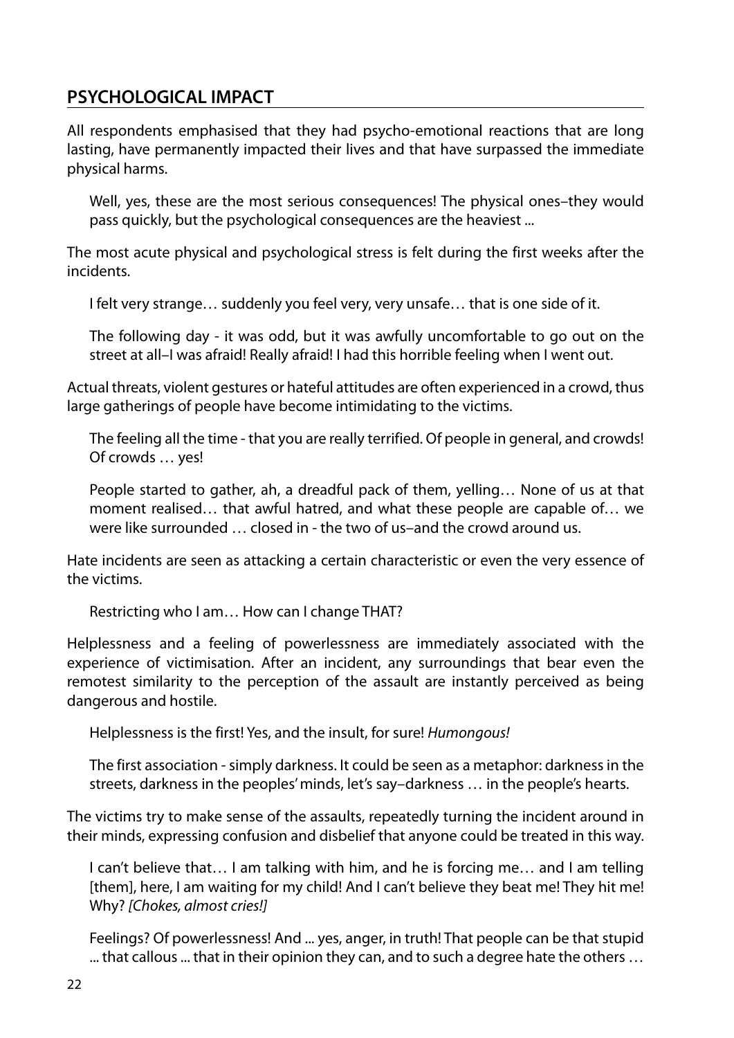## PSYCHOLOGICAL IMPACT

All respondents emphasised that they had psycho-emotional reactions that are long lasting, have permanently impacted their lives and that have surpassed the immediate physical harms.

> Well, yes, these are the most serious consequences! The physical ones–they would pass quickly, but the psychological consequences are the heaviest ...

The most acute physical and psychological stress is felt during the first weeks after the incidents.

> I felt very strange… suddenly you feel very, very unsafe… that is one side of it.

> The following day - it was odd, but it was awfully uncomfortable to go out on the street at all–I was afraid! Really afraid! I had this horrible feeling when I went out.

Actual threats, violent gestures or hateful attitudes are often experienced in a crowd, thus large gatherings of people have become intimidating to the victims.

> The feeling all the time - that you are really terrified. Of people in general, and crowds! Of crowds … yes!

> People started to gather, ah, a dreadful pack of them, yelling… None of us at that moment realised… that awful hatred, and what these people are capable of… we were like surrounded … closed in - the two of us–and the crowd around us.

Hate incidents are seen as attacking a certain characteristic or even the very essence of the victims.

> Restricting who I am… How can I change THAT?

Helplessness and a feeling of powerlessness are immediately associated with the experience of victimisation. After an incident, any surroundings that bear even the remotest similarity to the perception of the assault are instantly perceived as being dangerous and hostile.

> Helplessness is the first! Yes, and the insult, for sure! *Humongous!*

> The first association - simply darkness. It could be seen as a metaphor: darkness in the streets, darkness in the peoples' minds, let's say–darkness … in the people's hearts.

The victims try to make sense of the assaults, repeatedly turning the incident around in their minds, expressing confusion and disbelief that anyone could be treated in this way.

> I can't believe that… I am talking with him, and he is forcing me… and I am telling [them], here, I am waiting for my child! And I can't believe they beat me! They hit me! Why? *[Chokes, almost cries!]*

> Feelings? Of powerlessness! And ... yes, anger, in truth! That people can be that stupid ... that callous ... that in their opinion they can, and to such a degree hate the others …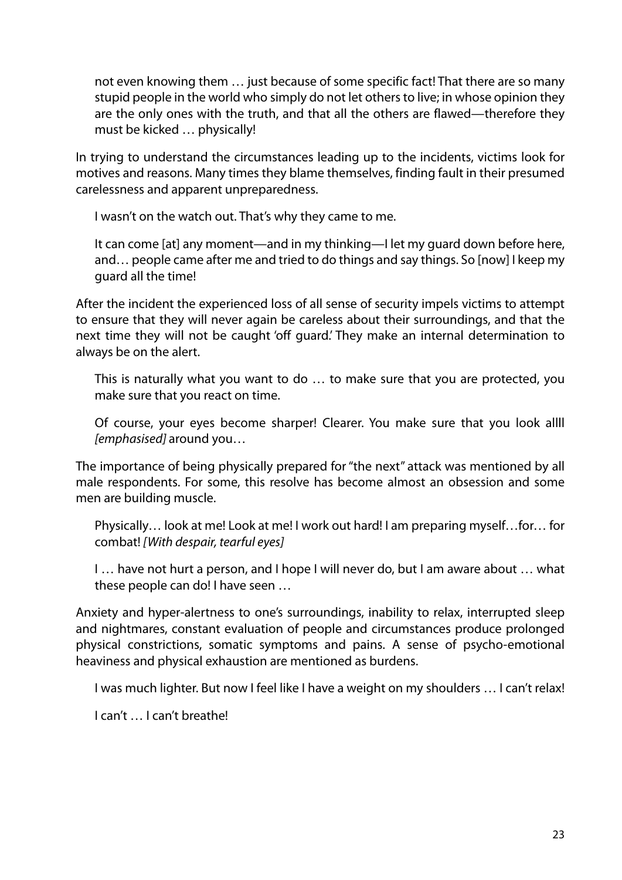> not even knowing them … just because of some specific fact! That there are so many stupid people in the world who simply do not let others to live; in whose opinion they are the only ones with the truth, and that all the others are flawed—therefore they must be kicked … physically!

In trying to understand the circumstances leading up to the incidents, victims look for motives and reasons. Many times they blame themselves, finding fault in their presumed carelessness and apparent unpreparedness.

> I wasn't on the watch out. That's why they came to me.

> It can come [at] any moment—and in my thinking—I let my guard down before here, and… people came after me and tried to do things and say things. So [now] I keep my guard all the time!

After the incident the experienced loss of all sense of security impels victims to attempt to ensure that they will never again be careless about their surroundings, and that the next time they will not be caught 'off guard.' They make an internal determination to always be on the alert.

> This is naturally what you want to do … to make sure that you are protected, you make sure that you react on time.

> Of course, your eyes become sharper! Clearer. You make sure that you look allll *[emphasised]* around you…

The importance of being physically prepared for "the next" attack was mentioned by all male respondents. For some, this resolve has become almost an obsession and some men are building muscle.

> Physically… look at me! Look at me! I work out hard! I am preparing myself…for… for combat! *[With despair, tearful eyes]*

> I … have not hurt a person, and I hope I will never do, but I am aware about … what these people can do! I have seen …

Anxiety and hyper-alertness to one's surroundings, inability to relax, interrupted sleep and nightmares, constant evaluation of people and circumstances produce prolonged physical constrictions, somatic symptoms and pains. A sense of psycho-emotional heaviness and physical exhaustion are mentioned as burdens.

> I was much lighter. But now I feel like I have a weight on my shoulders … I can't relax!

> I can't … I can't breathe!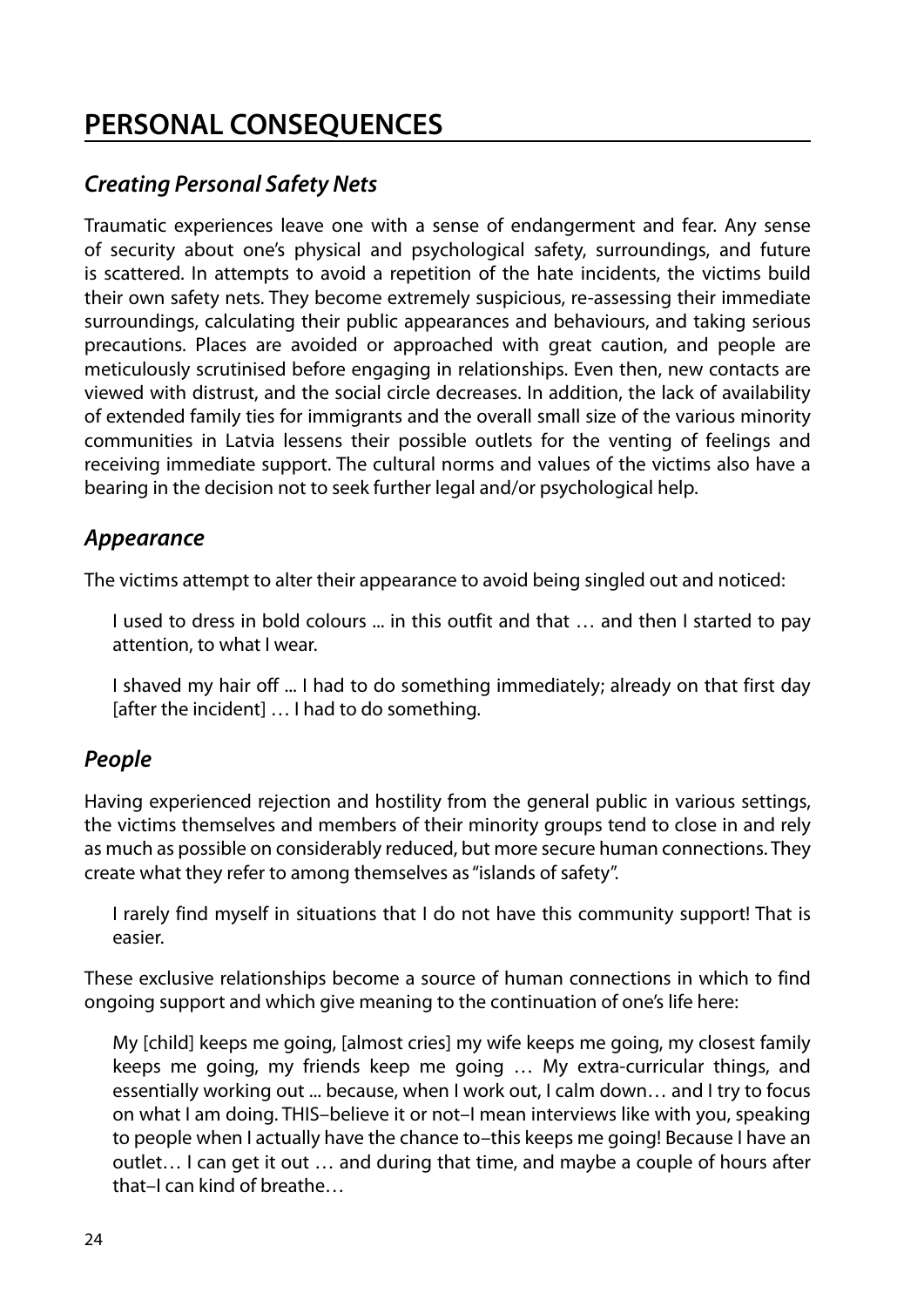## PERSONAL CONSEQUENCES

### *Creating Personal Safety Nets*

Traumatic experiences leave one with a sense of endangerment and fear. Any sense of security about one's physical and psychological safety, surroundings, and future is scattered. In attempts to avoid a repetition of the hate incidents, the victims build their own safety nets. They become extremely suspicious, re-assessing their immediate surroundings, calculating their public appearances and behaviours, and taking serious precautions. Places are avoided or approached with great caution, and people are meticulously scrutinised before engaging in relationships. Even then, new contacts are viewed with distrust, and the social circle decreases. In addition, the lack of availability of extended family ties for immigrants and the overall small size of the various minority communities in Latvia lessens their possible outlets for the venting of feelings and receiving immediate support. The cultural norms and values of the victims also have a bearing in the decision not to seek further legal and/or psychological help.

### *Appearance*

The victims attempt to alter their appearance to avoid being singled out and noticed:

> I used to dress in bold colours ... in this outfit and that … and then I started to pay attention, to what I wear.
>
> I shaved my hair off ... I had to do something immediately; already on that first day [after the incident] … I had to do something.

### *People*

Having experienced rejection and hostility from the general public in various settings, the victims themselves and members of their minority groups tend to close in and rely as much as possible on considerably reduced, but more secure human connections. They create what they refer to among themselves as "islands of safety".

> I rarely find myself in situations that I do not have this community support! That is easier.

These exclusive relationships become a source of human connections in which to find ongoing support and which give meaning to the continuation of one's life here:

> My [child] keeps me going, [almost cries] my wife keeps me going, my closest family keeps me going, my friends keep me going … My extra-curricular things, and essentially working out ... because, when I work out, I calm down… and I try to focus on what I am doing. THIS–believe it or not–I mean interviews like with you, speaking to people when I actually have the chance to–this keeps me going! Because I have an outlet… I can get it out … and during that time, and maybe a couple of hours after that–I can kind of breathe…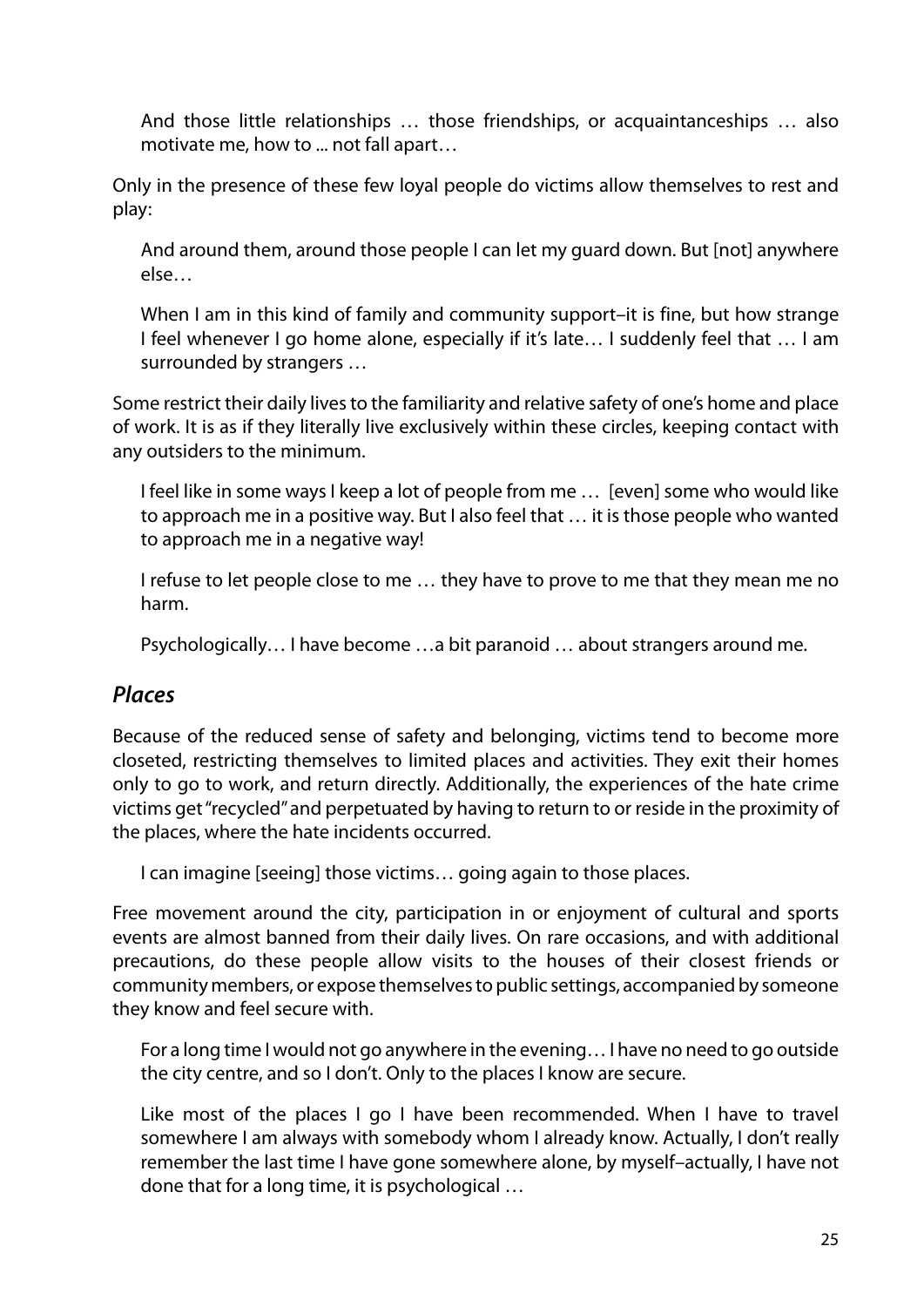> And those little relationships … those friendships, or acquaintanceships … also motivate me, how to ... not fall apart…

Only in the presence of these few loyal people do victims allow themselves to rest and play:

> And around them, around those people I can let my guard down. But [not] anywhere else…
>
> When I am in this kind of family and community support–it is fine, but how strange I feel whenever I go home alone, especially if it's late… I suddenly feel that … I am surrounded by strangers …

Some restrict their daily lives to the familiarity and relative safety of one's home and place of work. It is as if they literally live exclusively within these circles, keeping contact with any outsiders to the minimum.

> I feel like in some ways I keep a lot of people from me … [even] some who would like to approach me in a positive way. But I also feel that … it is those people who wanted to approach me in a negative way!
>
> I refuse to let people close to me … they have to prove to me that they mean me no harm.
>
> Psychologically… I have become …a bit paranoid … about strangers around me.

## *Places*

Because of the reduced sense of safety and belonging, victims tend to become more closeted, restricting themselves to limited places and activities. They exit their homes only to go to work, and return directly. Additionally, the experiences of the hate crime victims get "recycled" and perpetuated by having to return to or reside in the proximity of the places, where the hate incidents occurred.

> I can imagine [seeing] those victims… going again to those places.

Free movement around the city, participation in or enjoyment of cultural and sports events are almost banned from their daily lives. On rare occasions, and with additional precautions, do these people allow visits to the houses of their closest friends or community members, or expose themselves to public settings, accompanied by someone they know and feel secure with.

> For a long time I would not go anywhere in the evening… I have no need to go outside the city centre, and so I don't. Only to the places I know are secure.
>
> Like most of the places I go I have been recommended. When I have to travel somewhere I am always with somebody whom I already know. Actually, I don't really remember the last time I have gone somewhere alone, by myself–actually, I have not done that for a long time, it is psychological …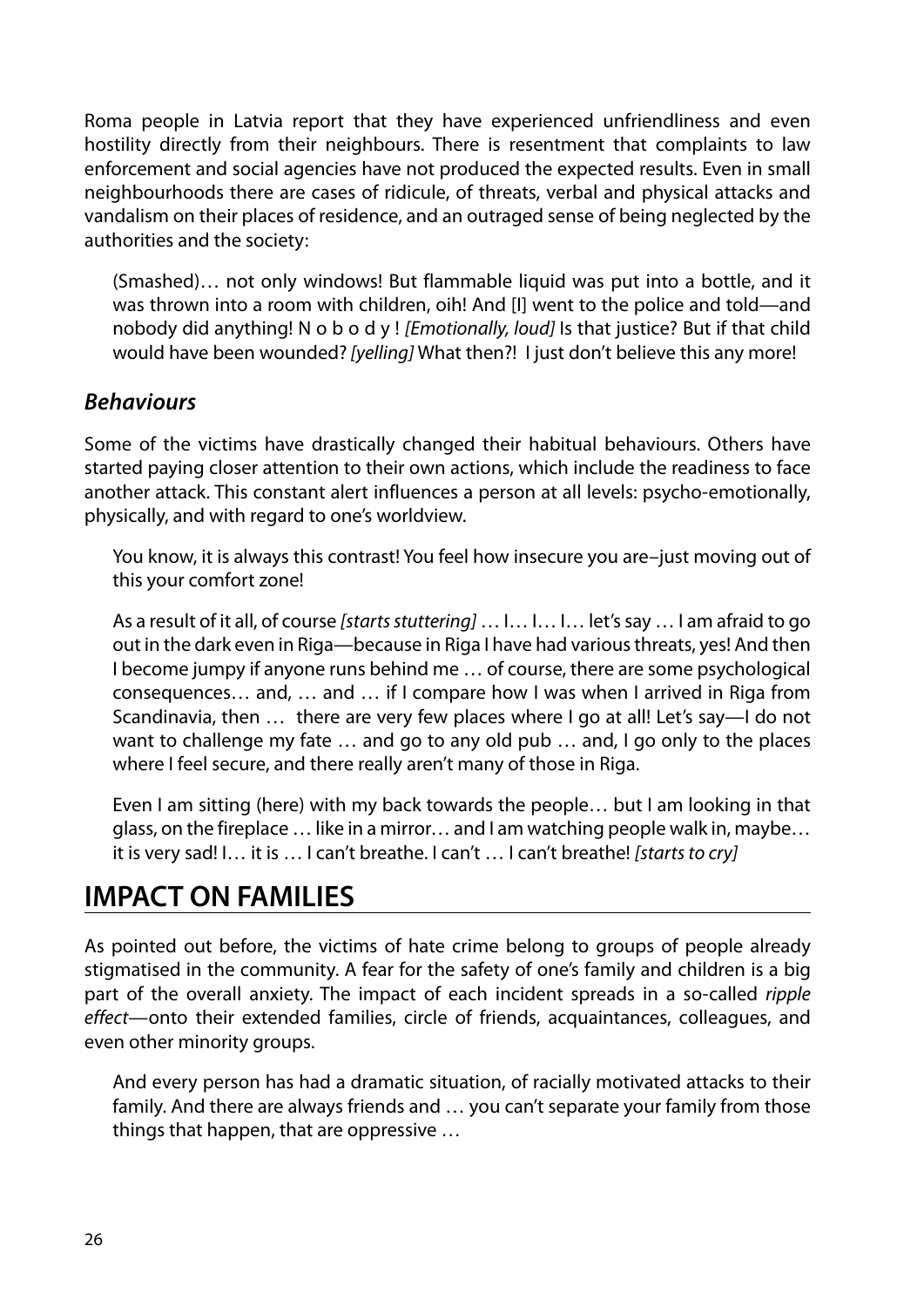Roma people in Latvia report that they have experienced unfriendliness and even hostility directly from their neighbours. There is resentment that complaints to law enforcement and social agencies have not produced the expected results. Even in small neighbourhoods there are cases of ridicule, of threats, verbal and physical attacks and vandalism on their places of residence, and an outraged sense of being neglected by the authorities and the society:

> (Smashed)… not only windows! But flammable liquid was put into a bottle, and it was thrown into a room with children, oih! And [I] went to the police and told—and nobody did anything! N o b o d y ! *[Emotionally, loud]* Is that justice? But if that child would have been wounded? *[yelling]* What then?! I just don't believe this any more!

### *Behaviours*

Some of the victims have drastically changed their habitual behaviours. Others have started paying closer attention to their own actions, which include the readiness to face another attack. This constant alert influences a person at all levels: psycho-emotionally, physically, and with regard to one's worldview.

> You know, it is always this contrast! You feel how insecure you are–just moving out of this your comfort zone!

> As a result of it all, of course *[starts stuttering]* … I… I… I… let's say … I am afraid to go out in the dark even in Riga—because in Riga I have had various threats, yes! And then I become jumpy if anyone runs behind me … of course, there are some psychological consequences… and, … and … if I compare how I was when I arrived in Riga from Scandinavia, then … there are very few places where I go at all! Let's say—I do not want to challenge my fate … and go to any old pub … and, I go only to the places where I feel secure, and there really aren't many of those in Riga.

> Even I am sitting (here) with my back towards the people… but I am looking in that glass, on the fireplace … like in a mirror… and I am watching people walk in, maybe… it is very sad! I… it is … I can't breathe. I can't … I can't breathe! *[starts to cry]*

## IMPACT ON FAMILIES

As pointed out before, the victims of hate crime belong to groups of people already stigmatised in the community. A fear for the safety of one's family and children is a big part of the overall anxiety. The impact of each incident spreads in a so-called *ripple effect*—onto their extended families, circle of friends, acquaintances, colleagues, and even other minority groups.

> And every person has had a dramatic situation, of racially motivated attacks to their family. And there are always friends and … you can't separate your family from those things that happen, that are oppressive …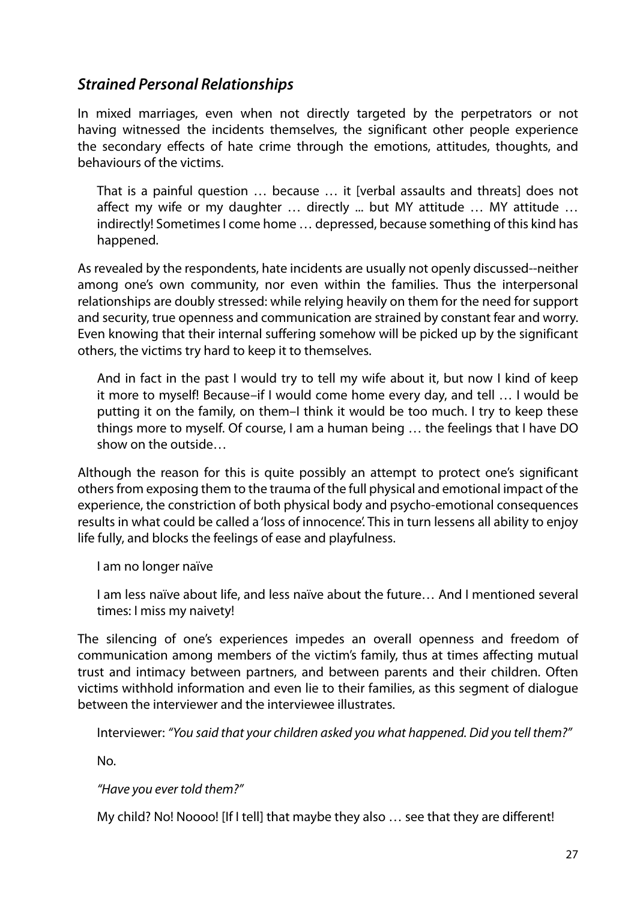### *Strained Personal Relationships*

In mixed marriages, even when not directly targeted by the perpetrators or not having witnessed the incidents themselves, the significant other people experience the secondary effects of hate crime through the emotions, attitudes, thoughts, and behaviours of the victims.

> That is a painful question … because … it [verbal assaults and threats] does not affect my wife or my daughter … directly ... but MY attitude … MY attitude … indirectly! Sometimes I come home … depressed, because something of this kind has happened.

As revealed by the respondents, hate incidents are usually not openly discussed--neither among one's own community, nor even within the families. Thus the interpersonal relationships are doubly stressed: while relying heavily on them for the need for support and security, true openness and communication are strained by constant fear and worry. Even knowing that their internal suffering somehow will be picked up by the significant others, the victims try hard to keep it to themselves.

> And in fact in the past I would try to tell my wife about it, but now I kind of keep it more to myself! Because–if I would come home every day, and tell … I would be putting it on the family, on them–I think it would be too much. I try to keep these things more to myself. Of course, I am a human being … the feelings that I have DO show on the outside…

Although the reason for this is quite possibly an attempt to protect one's significant others from exposing them to the trauma of the full physical and emotional impact of the experience, the constriction of both physical body and psycho-emotional consequences results in what could be called a 'loss of innocence'. This in turn lessens all ability to enjoy life fully, and blocks the feelings of ease and playfulness.

> I am no longer naïve
>
> I am less naïve about life, and less naïve about the future… And I mentioned several times: I miss my naivety!

The silencing of one's experiences impedes an overall openness and freedom of communication among members of the victim's family, thus at times affecting mutual trust and intimacy between partners, and between parents and their children. Often victims withhold information and even lie to their families, as this segment of dialogue between the interviewer and the interviewee illustrates.

> Interviewer: *"You said that your children asked you what happened. Did you tell them?"*
>
> No.
>
> *"Have you ever told them?"*
>
> My child? No! Noooo! [If I tell] that maybe they also … see that they are different!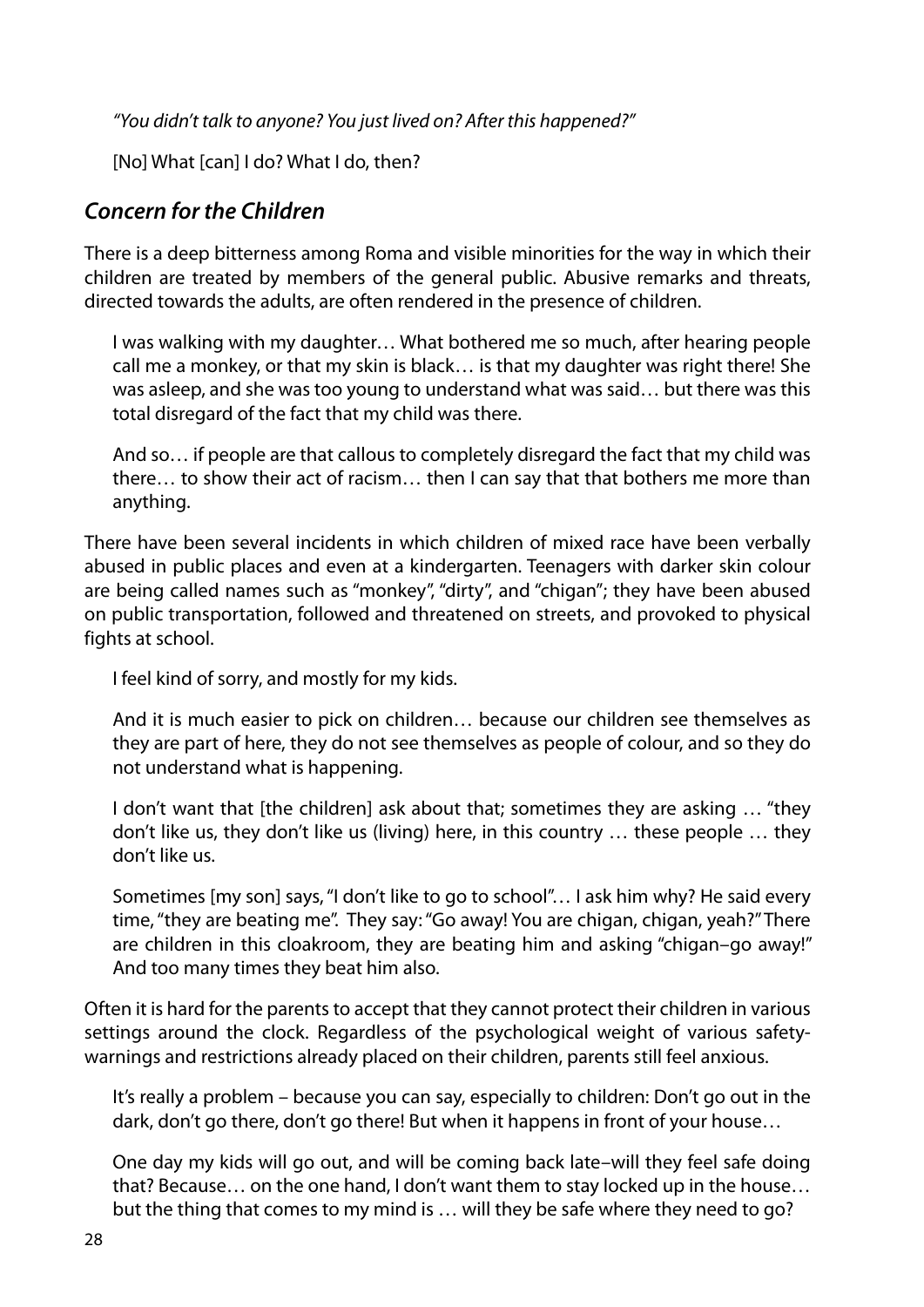*"You didn't talk to anyone? You just lived on? After this happened?"*

> [No] What [can] I do? What I do, then?

## *Concern for the Children*

There is a deep bitterness among Roma and visible minorities for the way in which their children are treated by members of the general public. Abusive remarks and threats, directed towards the adults, are often rendered in the presence of children.

> I was walking with my daughter… What bothered me so much, after hearing people call me a monkey, or that my skin is black… is that my daughter was right there! She was asleep, and she was too young to understand what was said… but there was this total disregard of the fact that my child was there.
>
> And so… if people are that callous to completely disregard the fact that my child was there… to show their act of racism… then I can say that that bothers me more than anything.

There have been several incidents in which children of mixed race have been verbally abused in public places and even at a kindergarten. Teenagers with darker skin colour are being called names such as "monkey", "dirty", and "chigan"; they have been abused on public transportation, followed and threatened on streets, and provoked to physical fights at school.

> I feel kind of sorry, and mostly for my kids.
>
> And it is much easier to pick on children… because our children see themselves as they are part of here, they do not see themselves as people of colour, and so they do not understand what is happening.
>
> I don't want that [the children] ask about that; sometimes they are asking … "they don't like us, they don't like us (living) here, in this country … these people … they don't like us.
>
> Sometimes [my son] says, "I don't like to go to school"… I ask him why? He said every time, "they are beating me". They say: "Go away! You are chigan, chigan, yeah?" There are children in this cloakroom, they are beating him and asking "chigan–go away!" And too many times they beat him also.

Often it is hard for the parents to accept that they cannot protect their children in various settings around the clock. Regardless of the psychological weight of various safety-warnings and restrictions already placed on their children, parents still feel anxious.

> It's really a problem – because you can say, especially to children: Don't go out in the dark, don't go there, don't go there! But when it happens in front of your house…
>
> One day my kids will go out, and will be coming back late–will they feel safe doing that? Because… on the one hand, I don't want them to stay locked up in the house… but the thing that comes to my mind is … will they be safe where they need to go?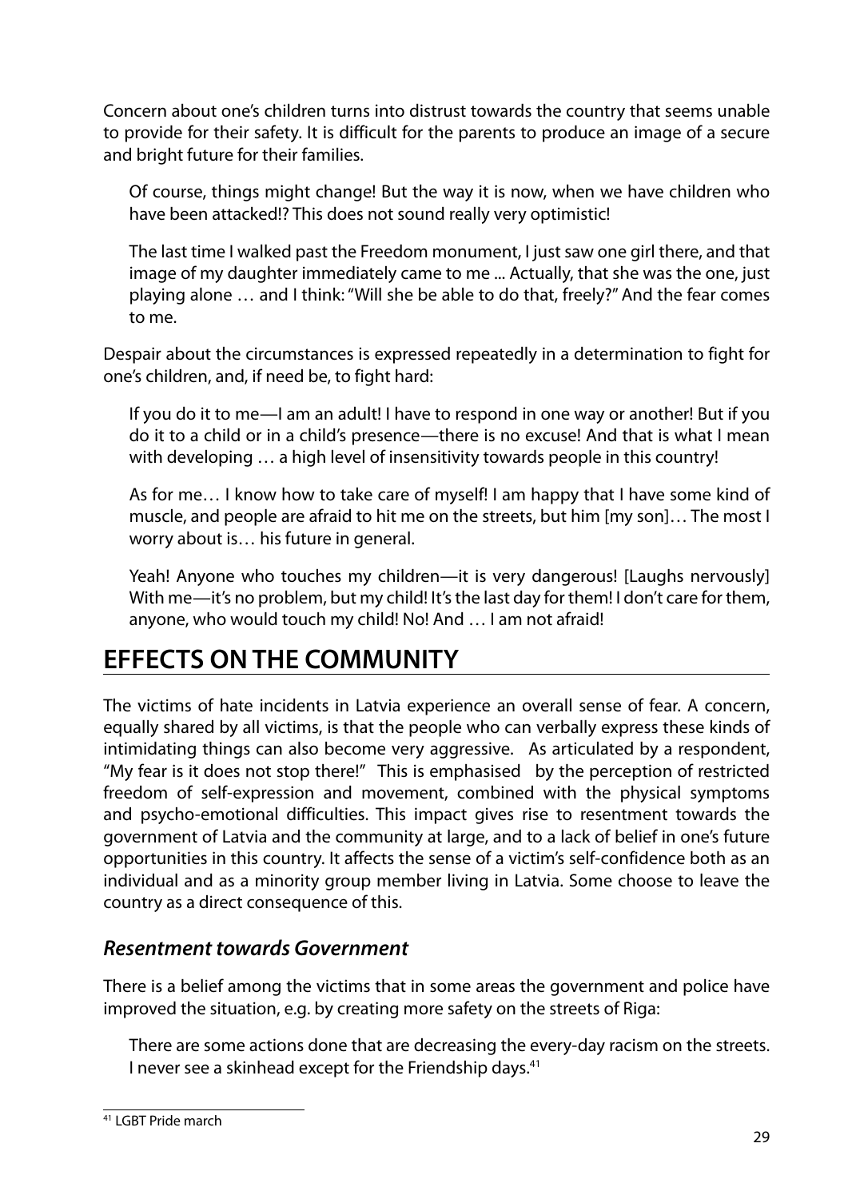Concern about one's children turns into distrust towards the country that seems unable to provide for their safety. It is difficult for the parents to produce an image of a secure and bright future for their families.

> Of course, things might change! But the way it is now, when we have children who have been attacked!? This does not sound really very optimistic!
>
> The last time I walked past the Freedom monument, I just saw one girl there, and that image of my daughter immediately came to me ... Actually, that she was the one, just playing alone … and I think: "Will she be able to do that, freely?" And the fear comes to me.

Despair about the circumstances is expressed repeatedly in a determination to fight for one's children, and, if need be, to fight hard:

> If you do it to me—I am an adult! I have to respond in one way or another! But if you do it to a child or in a child's presence—there is no excuse! And that is what I mean with developing … a high level of insensitivity towards people in this country!
>
> As for me… I know how to take care of myself! I am happy that I have some kind of muscle, and people are afraid to hit me on the streets, but him [my son]… The most I worry about is… his future in general.
>
> Yeah! Anyone who touches my children—it is very dangerous! [Laughs nervously] With me—it's no problem, but my child! It's the last day for them! I don't care for them, anyone, who would touch my child! No! And … I am not afraid!

# EFFECTS ON THE COMMUNITY

The victims of hate incidents in Latvia experience an overall sense of fear. A concern, equally shared by all victims, is that the people who can verbally express these kinds of intimidating things can also become very aggressive. As articulated by a respondent, "My fear is it does not stop there!" This is emphasised by the perception of restricted freedom of self-expression and movement, combined with the physical symptoms and psycho-emotional difficulties. This impact gives rise to resentment towards the government of Latvia and the community at large, and to a lack of belief in one's future opportunities in this country. It affects the sense of a victim's self-confidence both as an individual and as a minority group member living in Latvia. Some choose to leave the country as a direct consequence of this.

## *Resentment towards Government*

There is a belief among the victims that in some areas the government and police have improved the situation, e.g. by creating more safety on the streets of Riga:

> There are some actions done that are decreasing the every-day racism on the streets. I never see a skinhead except for the Friendship days.[41]

---

[41] LGBT Pride march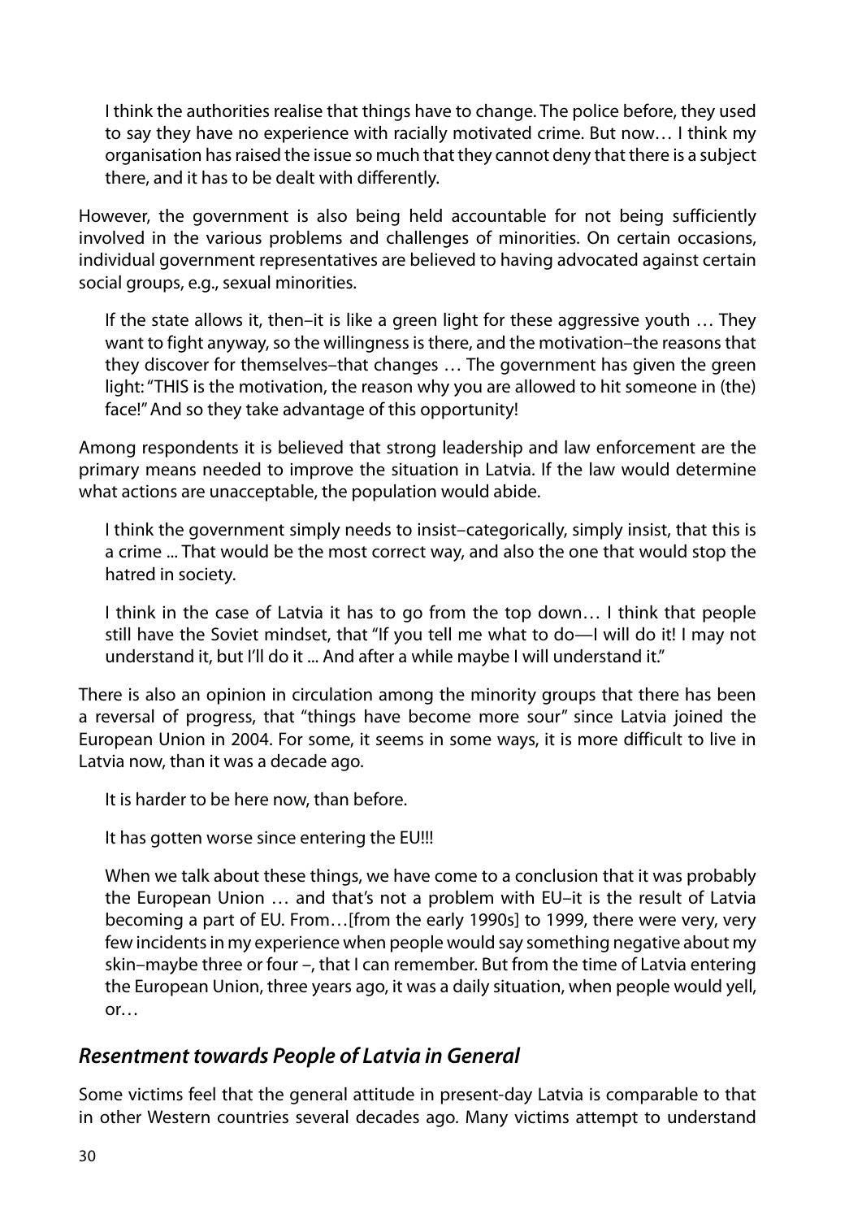> I think the authorities realise that things have to change. The police before, they used to say they have no experience with racially motivated crime. But now… I think my organisation has raised the issue so much that they cannot deny that there is a subject there, and it has to be dealt with differently.

However, the government is also being held accountable for not being sufficiently involved in the various problems and challenges of minorities. On certain occasions, individual government representatives are believed to having advocated against certain social groups, e.g., sexual minorities.

> If the state allows it, then–it is like a green light for these aggressive youth … They want to fight anyway, so the willingness is there, and the motivation–the reasons that they discover for themselves–that changes … The government has given the green light: "THIS is the motivation, the reason why you are allowed to hit someone in (the) face!" And so they take advantage of this opportunity!

Among respondents it is believed that strong leadership and law enforcement are the primary means needed to improve the situation in Latvia. If the law would determine what actions are unacceptable, the population would abide.

> I think the government simply needs to insist–categorically, simply insist, that this is a crime ... That would be the most correct way, and also the one that would stop the hatred in society.

> I think in the case of Latvia it has to go from the top down… I think that people still have the Soviet mindset, that "If you tell me what to do—I will do it! I may not understand it, but I'll do it ... And after a while maybe I will understand it."

There is also an opinion in circulation among the minority groups that there has been a reversal of progress, that "things have become more sour" since Latvia joined the European Union in 2004. For some, it seems in some ways, it is more difficult to live in Latvia now, than it was a decade ago.

> It is harder to be here now, than before.

> It has gotten worse since entering the EU!!!

> When we talk about these things, we have come to a conclusion that it was probably the European Union … and that's not a problem with EU–it is the result of Latvia becoming a part of EU. From…[from the early 1990s] to 1999, there were very, very few incidents in my experience when people would say something negative about my skin–maybe three or four –, that I can remember. But from the time of Latvia entering the European Union, three years ago, it was a daily situation, when people would yell, or…

## *Resentment towards People of Latvia in General*

Some victims feel that the general attitude in present-day Latvia is comparable to that in other Western countries several decades ago. Many victims attempt to understand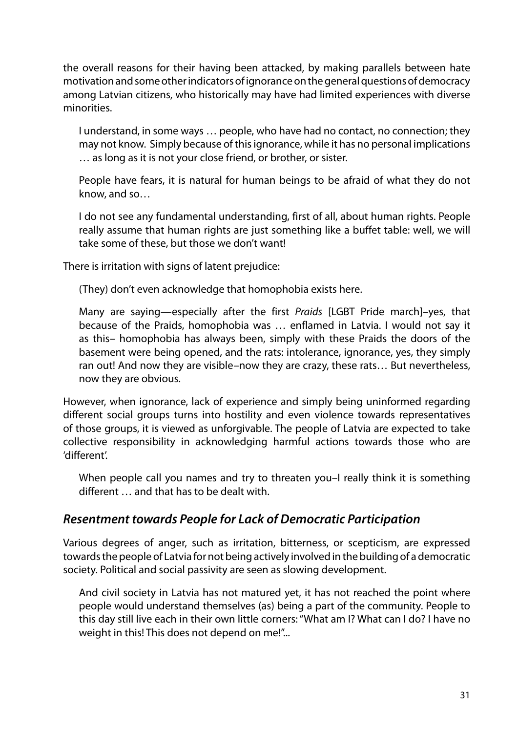the overall reasons for their having been attacked, by making parallels between hate motivation and some other indicators of ignorance on the general questions of democracy among Latvian citizens, who historically may have had limited experiences with diverse minorities.

> I understand, in some ways … people, who have had no contact, no connection; they may not know. Simply because of this ignorance, while it has no personal implications … as long as it is not your close friend, or brother, or sister.
>
> People have fears, it is natural for human beings to be afraid of what they do not know, and so…
>
> I do not see any fundamental understanding, first of all, about human rights. People really assume that human rights are just something like a buffet table: well, we will take some of these, but those we don't want!

There is irritation with signs of latent prejudice:

> (They) don't even acknowledge that homophobia exists here.
>
> Many are saying—especially after the first *Praids* [LGBT Pride march]–yes, that because of the Praids, homophobia was … enflamed in Latvia. I would not say it as this– homophobia has always been, simply with these Praids the doors of the basement were being opened, and the rats: intolerance, ignorance, yes, they simply ran out! And now they are visible–now they are crazy, these rats… But nevertheless, now they are obvious.

However, when ignorance, lack of experience and simply being uninformed regarding different social groups turns into hostility and even violence towards representatives of those groups, it is viewed as unforgivable. The people of Latvia are expected to take collective responsibility in acknowledging harmful actions towards those who are 'different'.

> When people call you names and try to threaten you–I really think it is something different … and that has to be dealt with.

### *Resentment towards People for Lack of Democratic Participation*

Various degrees of anger, such as irritation, bitterness, or scepticism, are expressed towards the people of Latvia for not being actively involved in the building of a democratic society. Political and social passivity are seen as slowing development.

> And civil society in Latvia has not matured yet, it has not reached the point where people would understand themselves (as) being a part of the community. People to this day still live each in their own little corners: "What am I? What can I do? I have no weight in this! This does not depend on me!"...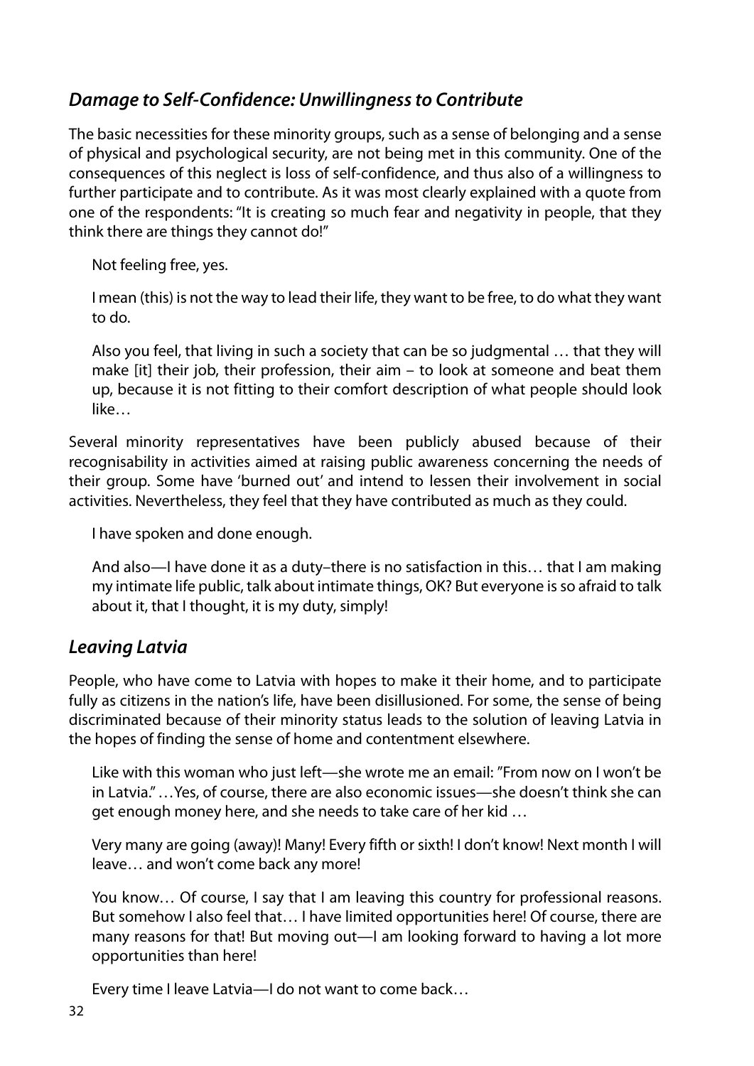### *Damage to Self-Confidence: Unwillingness to Contribute*

The basic necessities for these minority groups, such as a sense of belonging and a sense of physical and psychological security, are not being met in this community. One of the consequences of this neglect is loss of self-confidence, and thus also of a willingness to further participate and to contribute. As it was most clearly explained with a quote from one of the respondents: "It is creating so much fear and negativity in people, that they think there are things they cannot do!"

> Not feeling free, yes.
>
> I mean (this) is not the way to lead their life, they want to be free, to do what they want to do.
>
> Also you feel, that living in such a society that can be so judgmental … that they will make [it] their job, their profession, their aim – to look at someone and beat them up, because it is not fitting to their comfort description of what people should look like…

Several minority representatives have been publicly abused because of their recognisability in activities aimed at raising public awareness concerning the needs of their group. Some have 'burned out' and intend to lessen their involvement in social activities. Nevertheless, they feel that they have contributed as much as they could.

> I have spoken and done enough.
>
> And also—I have done it as a duty–there is no satisfaction in this… that I am making my intimate life public, talk about intimate things, OK? But everyone is so afraid to talk about it, that I thought, it is my duty, simply!

### *Leaving Latvia*

People, who have come to Latvia with hopes to make it their home, and to participate fully as citizens in the nation's life, have been disillusioned. For some, the sense of being discriminated because of their minority status leads to the solution of leaving Latvia in the hopes of finding the sense of home and contentment elsewhere.

> Like with this woman who just left—she wrote me an email: "From now on I won't be in Latvia." …Yes, of course, there are also economic issues—she doesn't think she can get enough money here, and she needs to take care of her kid …
>
> Very many are going (away)! Many! Every fifth or sixth! I don't know! Next month I will leave… and won't come back any more!
>
> You know… Of course, I say that I am leaving this country for professional reasons. But somehow I also feel that… I have limited opportunities here! Of course, there are many reasons for that! But moving out—I am looking forward to having a lot more opportunities than here!
>
> Every time I leave Latvia—I do not want to come back…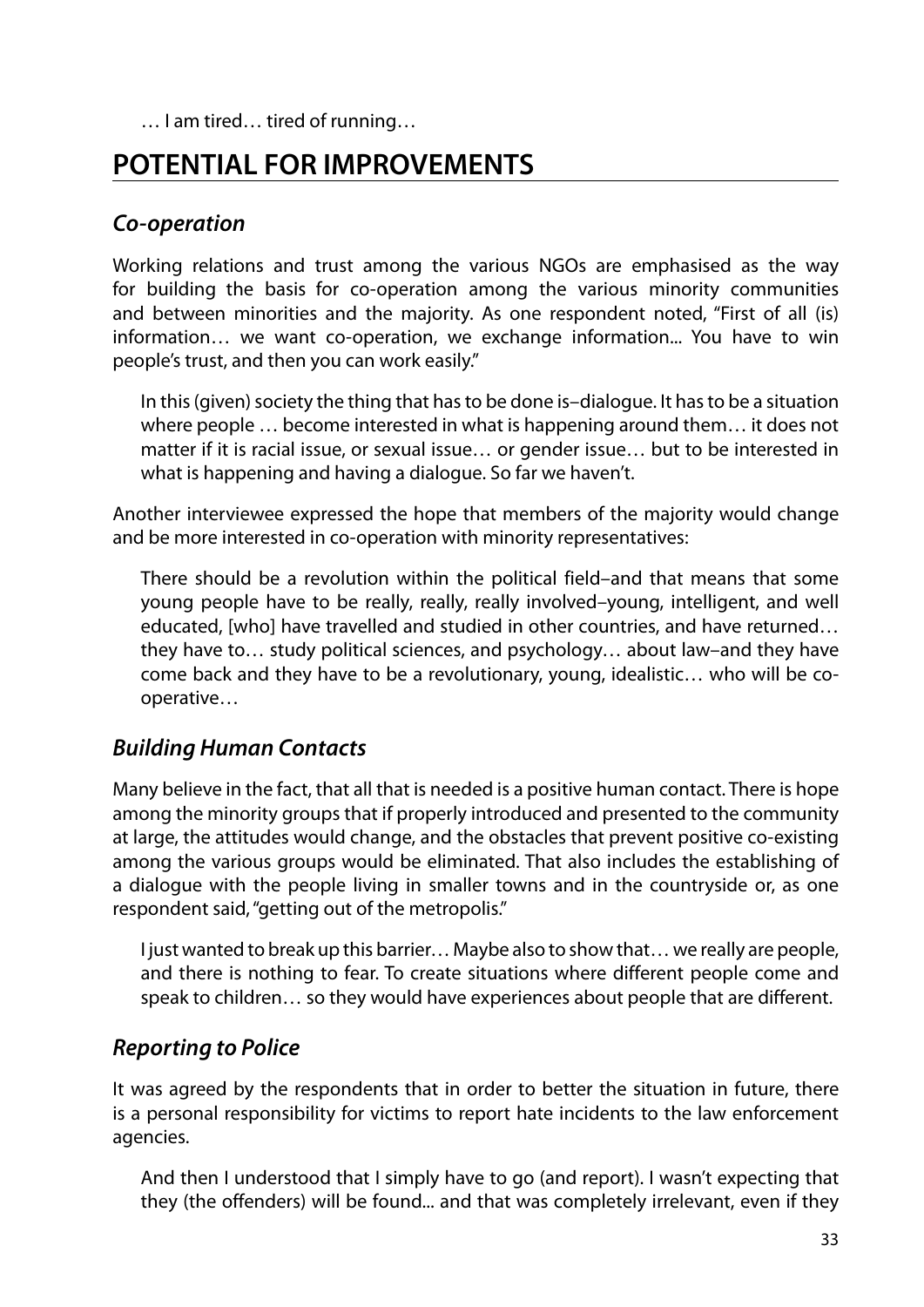… I am tired… tired of running…

## POTENTIAL FOR IMPROVEMENTS

### *Co-operation*

Working relations and trust among the various NGOs are emphasised as the way for building the basis for co-operation among the various minority communities and between minorities and the majority. As one respondent noted, "First of all (is) information… we want co-operation, we exchange information... You have to win people's trust, and then you can work easily."

> In this (given) society the thing that has to be done is–dialogue. It has to be a situation where people … become interested in what is happening around them… it does not matter if it is racial issue, or sexual issue… or gender issue… but to be interested in what is happening and having a dialogue. So far we haven't.

Another interviewee expressed the hope that members of the majority would change and be more interested in co-operation with minority representatives:

> There should be a revolution within the political field–and that means that some young people have to be really, really, really involved–young, intelligent, and well educated, [who] have travelled and studied in other countries, and have returned… they have to… study political sciences, and psychology… about law–and they have come back and they have to be a revolutionary, young, idealistic… who will be co-operative…

### *Building Human Contacts*

Many believe in the fact, that all that is needed is a positive human contact. There is hope among the minority groups that if properly introduced and presented to the community at large, the attitudes would change, and the obstacles that prevent positive co-existing among the various groups would be eliminated. That also includes the establishing of a dialogue with the people living in smaller towns and in the countryside or, as one respondent said, "getting out of the metropolis."

> I just wanted to break up this barrier… Maybe also to show that… we really are people, and there is nothing to fear. To create situations where different people come and speak to children… so they would have experiences about people that are different.

### *Reporting to Police*

It was agreed by the respondents that in order to better the situation in future, there is a personal responsibility for victims to report hate incidents to the law enforcement agencies.

> And then I understood that I simply have to go (and report). I wasn't expecting that they (the offenders) will be found... and that was completely irrelevant, even if they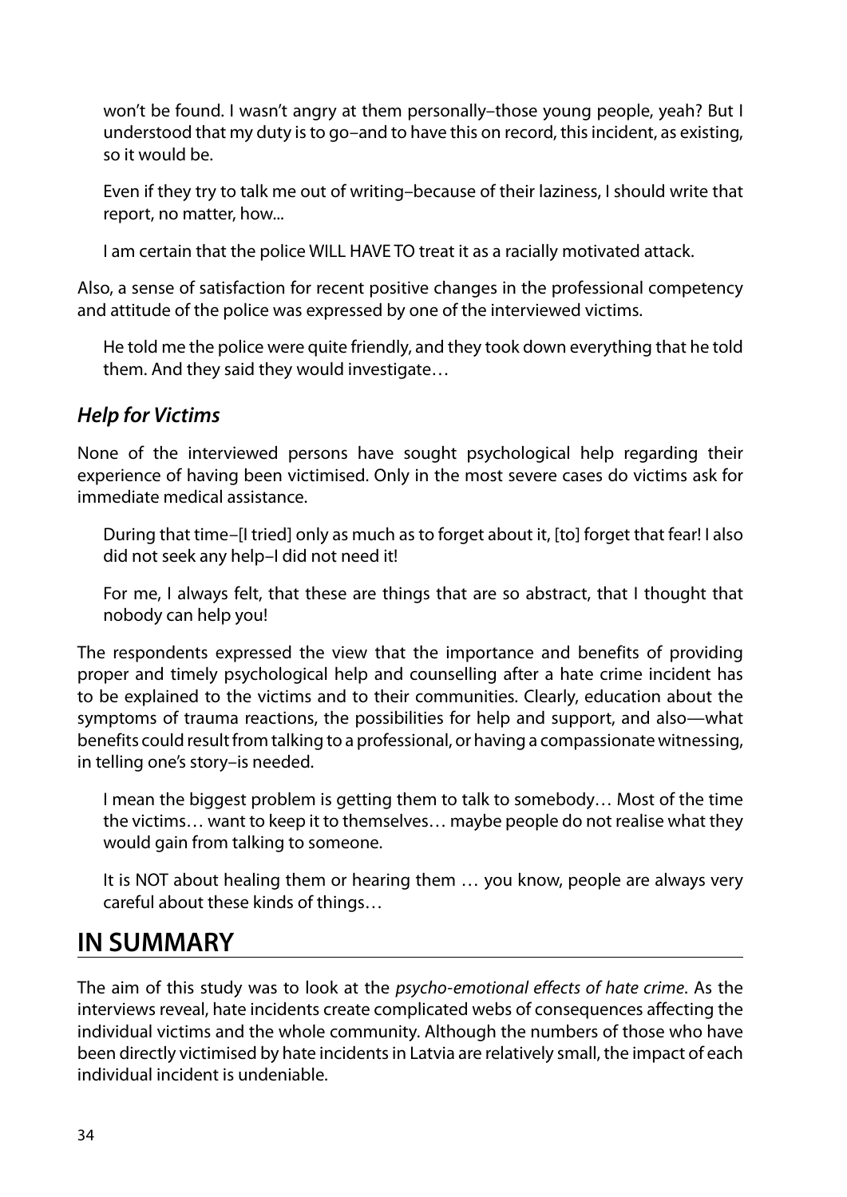> won't be found. I wasn't angry at them personally–those young people, yeah? But I understood that my duty is to go–and to have this on record, this incident, as existing, so it would be.
>
> Even if they try to talk me out of writing–because of their laziness, I should write that report, no matter, how...
>
> I am certain that the police WILL HAVE TO treat it as a racially motivated attack.

Also, a sense of satisfaction for recent positive changes in the professional competency and attitude of the police was expressed by one of the interviewed victims.

> He told me the police were quite friendly, and they took down everything that he told them. And they said they would investigate…

### *Help for Victims*

None of the interviewed persons have sought psychological help regarding their experience of having been victimised. Only in the most severe cases do victims ask for immediate medical assistance.

> During that time–[I tried] only as much as to forget about it, [to] forget that fear! I also did not seek any help–I did not need it!
>
> For me, I always felt, that these are things that are so abstract, that I thought that nobody can help you!

The respondents expressed the view that the importance and benefits of providing proper and timely psychological help and counselling after a hate crime incident has to be explained to the victims and to their communities. Clearly, education about the symptoms of trauma reactions, the possibilities for help and support, and also—what benefits could result from talking to a professional, or having a compassionate witnessing, in telling one's story–is needed.

> I mean the biggest problem is getting them to talk to somebody… Most of the time the victims… want to keep it to themselves… maybe people do not realise what they would gain from talking to someone.
>
> It is NOT about healing them or hearing them … you know, people are always very careful about these kinds of things…

## IN SUMMARY

The aim of this study was to look at the *psycho-emotional effects of hate crime*. As the interviews reveal, hate incidents create complicated webs of consequences affecting the individual victims and the whole community. Although the numbers of those who have been directly victimised by hate incidents in Latvia are relatively small, the impact of each individual incident is undeniable.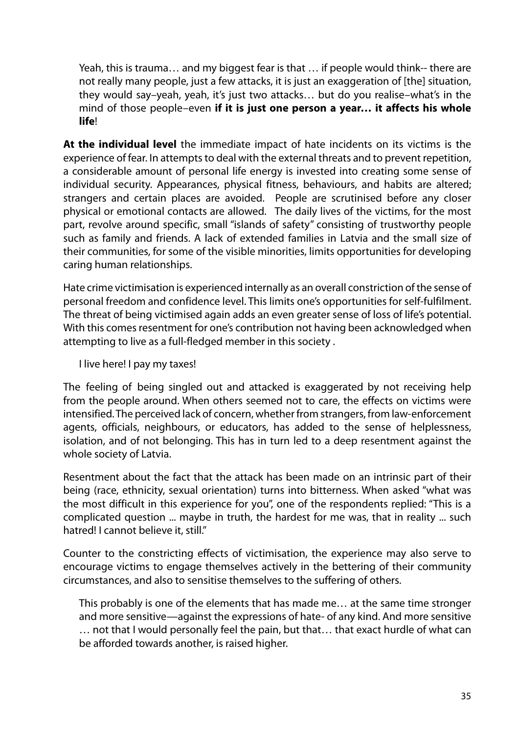> Yeah, this is trauma… and my biggest fear is that … if people would think-- there are not really many people, just a few attacks, it is just an exaggeration of [the] situation, they would say–yeah, yeah, it's just two attacks… but do you realise–what's in the mind of those people–even **if it is just one person a year… it affects his whole life**!

**At the individual level** the immediate impact of hate incidents on its victims is the experience of fear. In attempts to deal with the external threats and to prevent repetition, a considerable amount of personal life energy is invested into creating some sense of individual security. Appearances, physical fitness, behaviours, and habits are altered; strangers and certain places are avoided. People are scrutinised before any closer physical or emotional contacts are allowed. The daily lives of the victims, for the most part, revolve around specific, small "islands of safety" consisting of trustworthy people such as family and friends. A lack of extended families in Latvia and the small size of their communities, for some of the visible minorities, limits opportunities for developing caring human relationships.

Hate crime victimisation is experienced internally as an overall constriction of the sense of personal freedom and confidence level. This limits one's opportunities for self-fulfilment. The threat of being victimised again adds an even greater sense of loss of life's potential. With this comes resentment for one's contribution not having been acknowledged when attempting to live as a full-fledged member in this society .

> I live here! I pay my taxes!

The feeling of being singled out and attacked is exaggerated by not receiving help from the people around. When others seemed not to care, the effects on victims were intensified. The perceived lack of concern, whether from strangers, from law-enforcement agents, officials, neighbours, or educators, has added to the sense of helplessness, isolation, and of not belonging. This has in turn led to a deep resentment against the whole society of Latvia.

Resentment about the fact that the attack has been made on an intrinsic part of their being (race, ethnicity, sexual orientation) turns into bitterness. When asked "what was the most difficult in this experience for you", one of the respondents replied: "This is a complicated question ... maybe in truth, the hardest for me was, that in reality ... such hatred! I cannot believe it, still."

Counter to the constricting effects of victimisation, the experience may also serve to encourage victims to engage themselves actively in the bettering of their community circumstances, and also to sensitise themselves to the suffering of others.

> This probably is one of the elements that has made me… at the same time stronger and more sensitive—against the expressions of hate- of any kind. And more sensitive … not that I would personally feel the pain, but that… that exact hurdle of what can be afforded towards another, is raised higher.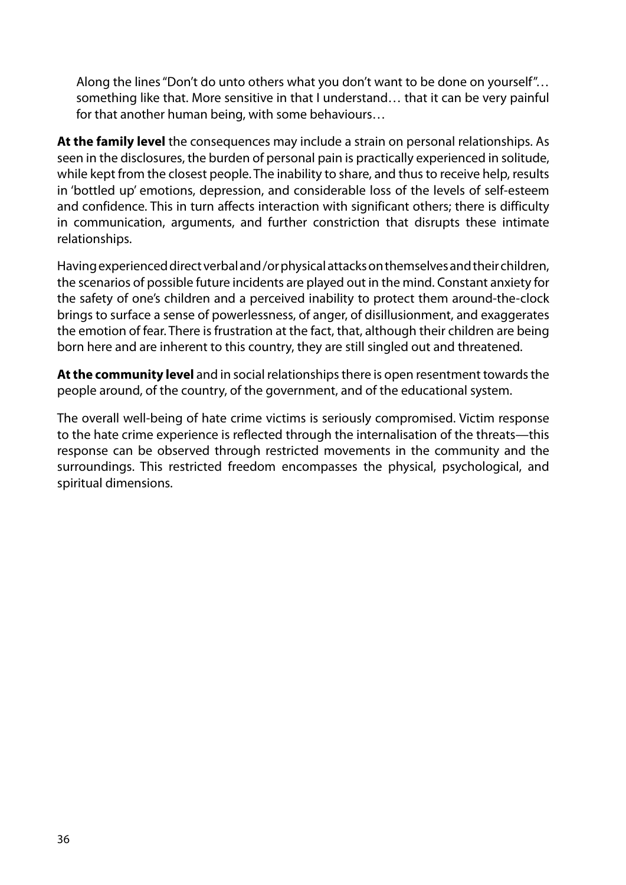> Along the lines "Don't do unto others what you don't want to be done on yourself"… something like that. More sensitive in that I understand… that it can be very painful for that another human being, with some behaviours…

**At the family level** the consequences may include a strain on personal relationships. As seen in the disclosures, the burden of personal pain is practically experienced in solitude, while kept from the closest people. The inability to share, and thus to receive help, results in 'bottled up' emotions, depression, and considerable loss of the levels of self-esteem and confidence. This in turn affects interaction with significant others; there is difficulty in communication, arguments, and further constriction that disrupts these intimate relationships.

Having experienced direct verbal and /or physical attacks on themselves and their children, the scenarios of possible future incidents are played out in the mind. Constant anxiety for the safety of one's children and a perceived inability to protect them around-the-clock brings to surface a sense of powerlessness, of anger, of disillusionment, and exaggerates the emotion of fear. There is frustration at the fact, that, although their children are being born here and are inherent to this country, they are still singled out and threatened.

**At the community level** and in social relationships there is open resentment towards the people around, of the country, of the government, and of the educational system.

The overall well-being of hate crime victims is seriously compromised. Victim response to the hate crime experience is reflected through the internalisation of the threats—this response can be observed through restricted movements in the community and the surroundings. This restricted freedom encompasses the physical, psychological, and spiritual dimensions.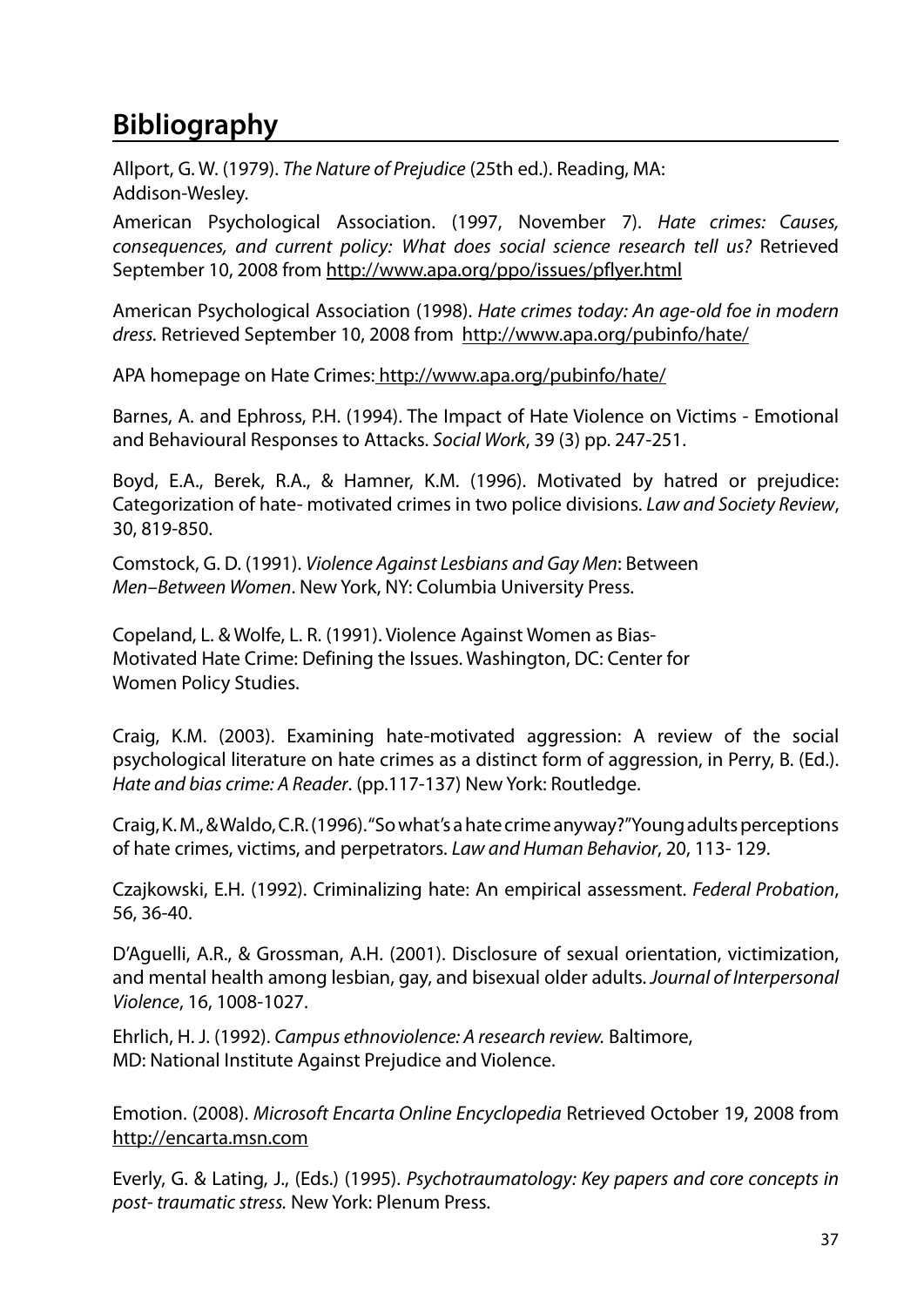## Bibliography

Allport, G. W. (1979). *The Nature of Prejudice* (25th ed.). Reading, MA: Addison-Wesley.

American Psychological Association. (1997, November 7). *Hate crimes: Causes, consequences, and current policy: What does social science research tell us?* Retrieved September 10, 2008 from http://www.apa.org/ppo/issues/pflyer.html

American Psychological Association (1998). *Hate crimes today: An age-old foe in modern dress.* Retrieved September 10, 2008 from http://www.apa.org/pubinfo/hate/

APA homepage on Hate Crimes: http://www.apa.org/pubinfo/hate/

Barnes, A. and Ephross, P.H. (1994). The Impact of Hate Violence on Victims - Emotional and Behavioural Responses to Attacks. *Social Work*, 39 (3) pp. 247-251.

Boyd, E.A., Berek, R.A., & Hamner, K.M. (1996). Motivated by hatred or prejudice: Categorization of hate- motivated crimes in two police divisions. *Law and Society Review*, 30, 819-850.

Comstock, G. D. (1991). *Violence Against Lesbians and Gay Men*: Between *Men–Between Women*. New York, NY: Columbia University Press.

Copeland, L. & Wolfe, L. R. (1991). Violence Against Women as Bias-Motivated Hate Crime: Defining the Issues. Washington, DC: Center for Women Policy Studies.

Craig, K.M. (2003). Examining hate-motivated aggression: A review of the social psychological literature on hate crimes as a distinct form of aggression, in Perry, B. (Ed.). *Hate and bias crime: A Reader*. (pp.117-137) New York: Routledge.

Craig, K. M., & Waldo, C.R. (1996). "So what's a hate crime anyway?" Young adults perceptions of hate crimes, victims, and perpetrators. *Law and Human Behavior*, 20, 113- 129.

Czajkowski, E.H. (1992). Criminalizing hate: An empirical assessment. *Federal Probation*, 56, 36-40.

D'Aguelli, A.R., & Grossman, A.H. (2001). Disclosure of sexual orientation, victimization, and mental health among lesbian, gay, and bisexual older adults. *Journal of Interpersonal Violence*, 16, 1008-1027.

Ehrlich, H. J. (1992). *Campus ethnoviolence: A research review.* Baltimore, MD: National Institute Against Prejudice and Violence.

Emotion. (2008). *Microsoft Encarta Online Encyclopedia* Retrieved October 19, 2008 from http://encarta.msn.com

Everly, G. & Lating, J., (Eds.) (1995). *Psychotraumatology: Key papers and core concepts in post- traumatic stress.* New York: Plenum Press.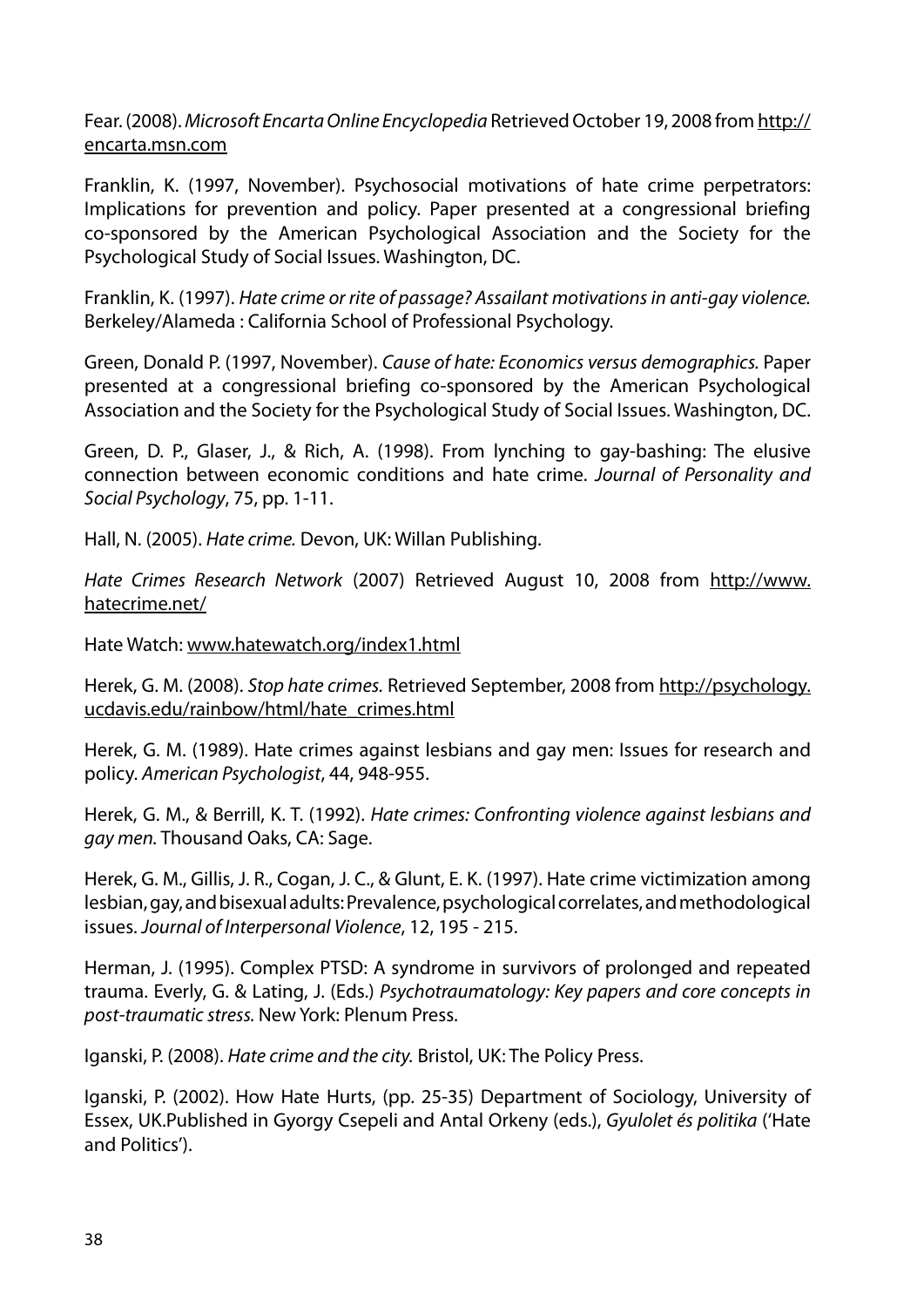Fear. (2008). *Microsoft Encarta Online Encyclopedia* Retrieved October 19, 2008 from http://encarta.msn.com

Franklin, K. (1997, November). Psychosocial motivations of hate crime perpetrators: Implications for prevention and policy. Paper presented at a congressional briefing co-sponsored by the American Psychological Association and the Society for the Psychological Study of Social Issues. Washington, DC.

Franklin, K. (1997). *Hate crime or rite of passage? Assailant motivations in anti-gay violence.* Berkeley/Alameda : California School of Professional Psychology.

Green, Donald P. (1997, November). *Cause of hate: Economics versus demographics.* Paper presented at a congressional briefing co-sponsored by the American Psychological Association and the Society for the Psychological Study of Social Issues. Washington, DC.

Green, D. P., Glaser, J., & Rich, A. (1998). From lynching to gay-bashing: The elusive connection between economic conditions and hate crime. *Journal of Personality and Social Psychology*, 75, pp. 1-11.

Hall, N. (2005). *Hate crime.* Devon, UK: Willan Publishing.

*Hate Crimes Research Network* (2007) Retrieved August 10, 2008 from http://www.hatecrime.net/

Hate Watch: www.hatewatch.org/index1.html

Herek, G. M. (2008). *Stop hate crimes.* Retrieved September, 2008 from http://psychology.ucdavis.edu/rainbow/html/hate_crimes.html

Herek, G. M. (1989). Hate crimes against lesbians and gay men: Issues for research and policy. *American Psychologist*, 44, 948-955.

Herek, G. M., & Berrill, K. T. (1992). *Hate crimes: Confronting violence against lesbians and gay men.* Thousand Oaks, CA: Sage.

Herek, G. M., Gillis, J. R., Cogan, J. C., & Glunt, E. K. (1997). Hate crime victimization among lesbian, gay, and bisexual adults: Prevalence, psychological correlates, and methodological issues. *Journal of Interpersonal Violence*, 12, 195 - 215.

Herman, J. (1995). Complex PTSD: A syndrome in survivors of prolonged and repeated trauma. Everly, G. & Lating, J. (Eds.) *Psychotraumatology: Key papers and core concepts in post-traumatic stress.* New York: Plenum Press.

Iganski, P. (2008). *Hate crime and the city.* Bristol, UK: The Policy Press.

Iganski, P. (2002). How Hate Hurts, (pp. 25-35) Department of Sociology, University of Essex, UK.Published in Gyorgy Csepeli and Antal Orkeny (eds.), *Gyulolet és politika* ('Hate and Politics').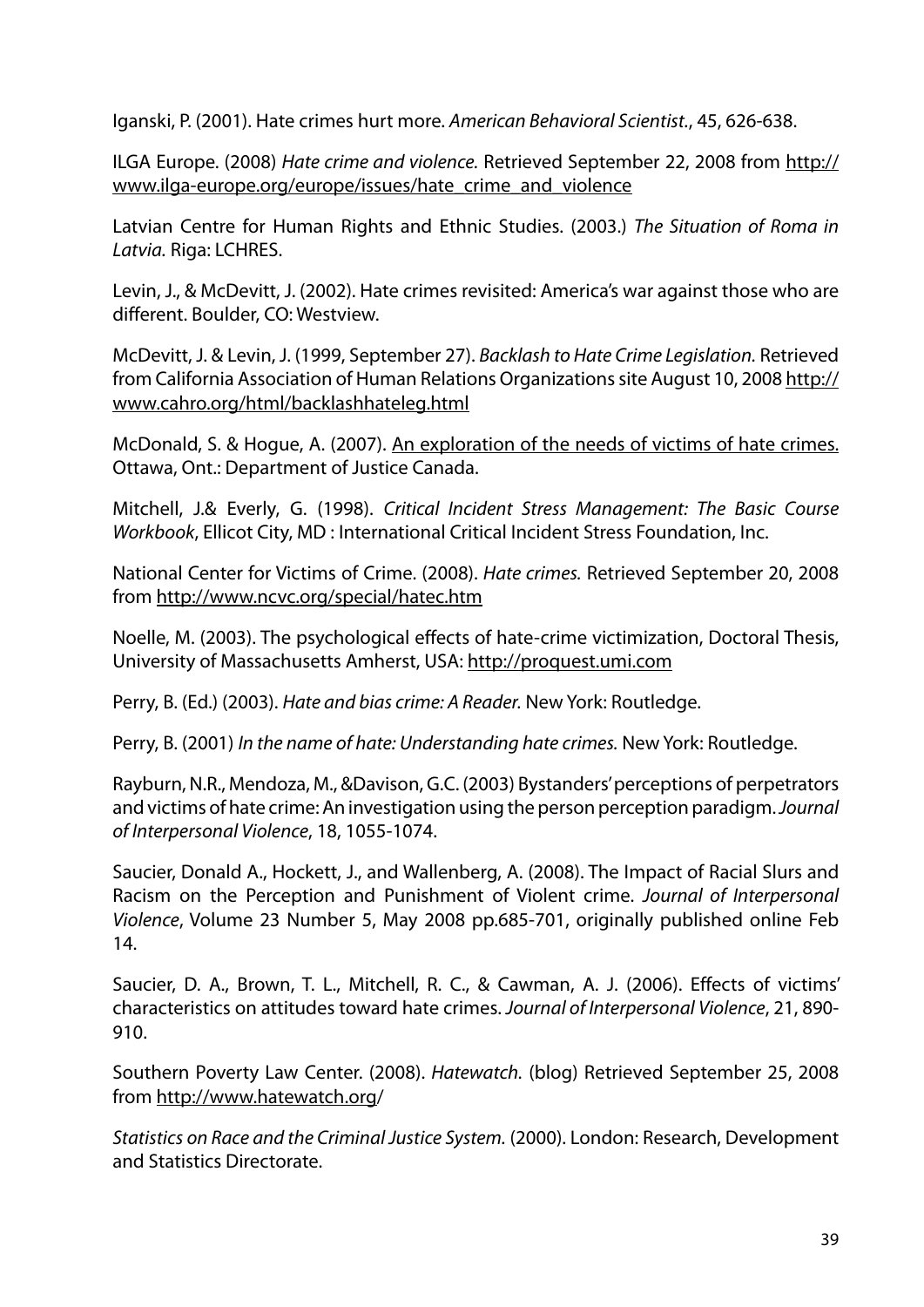Iganski, P. (2001). Hate crimes hurt more. *American Behavioral Scientist*., 45, 626-638.

ILGA Europe. (2008) *Hate crime and violence.* Retrieved September 22, 2008 from http://www.ilga-europe.org/europe/issues/hate_crime_and_violence

Latvian Centre for Human Rights and Ethnic Studies. (2003.) *The Situation of Roma in Latvia.* Riga: LCHRES.

Levin, J., & McDevitt, J. (2002). Hate crimes revisited: America's war against those who are different. Boulder, CO: Westview.

McDevitt, J. & Levin, J. (1999, September 27). *Backlash to Hate Crime Legislation.* Retrieved from California Association of Human Relations Organizations site August 10, 2008 http://www.cahro.org/html/backlashhateleg.html

McDonald, S. & Hogue, A. (2007). An exploration of the needs of victims of hate crimes. Ottawa, Ont.: Department of Justice Canada.

Mitchell, J.& Everly, G. (1998). *Critical Incident Stress Management: The Basic Course Workbook*, Ellicot City, MD : International Critical Incident Stress Foundation, Inc.

National Center for Victims of Crime. (2008). *Hate crimes.* Retrieved September 20, 2008 from http://www.ncvc.org/special/hatec.htm

Noelle, M. (2003). The psychological effects of hate-crime victimization, Doctoral Thesis, University of Massachusetts Amherst, USA: http://proquest.umi.com

Perry, B. (Ed.) (2003). *Hate and bias crime: A Reader.* New York: Routledge.

Perry, B. (2001) *In the name of hate: Understanding hate crimes.* New York: Routledge.

Rayburn, N.R., Mendoza, M., &Davison, G.C. (2003) Bystanders' perceptions of perpetrators and victims of hate crime: An investigation using the person perception paradigm. *Journal of Interpersonal Violence*, 18, 1055-1074.

Saucier, Donald A., Hockett, J., and Wallenberg, A. (2008). The Impact of Racial Slurs and Racism on the Perception and Punishment of Violent crime. *Journal of Interpersonal Violence*, Volume 23 Number 5, May 2008 pp.685-701, originally published online Feb 14.

Saucier, D. A., Brown, T. L., Mitchell, R. C., & Cawman, A. J. (2006). Effects of victims' characteristics on attitudes toward hate crimes. *Journal of Interpersonal Violence*, 21, 890-910.

Southern Poverty Law Center. (2008). *Hatewatch.* (blog) Retrieved September 25, 2008 from http://www.hatewatch.org/

*Statistics on Race and the Criminal Justice System.* (2000). London: Research, Development and Statistics Directorate.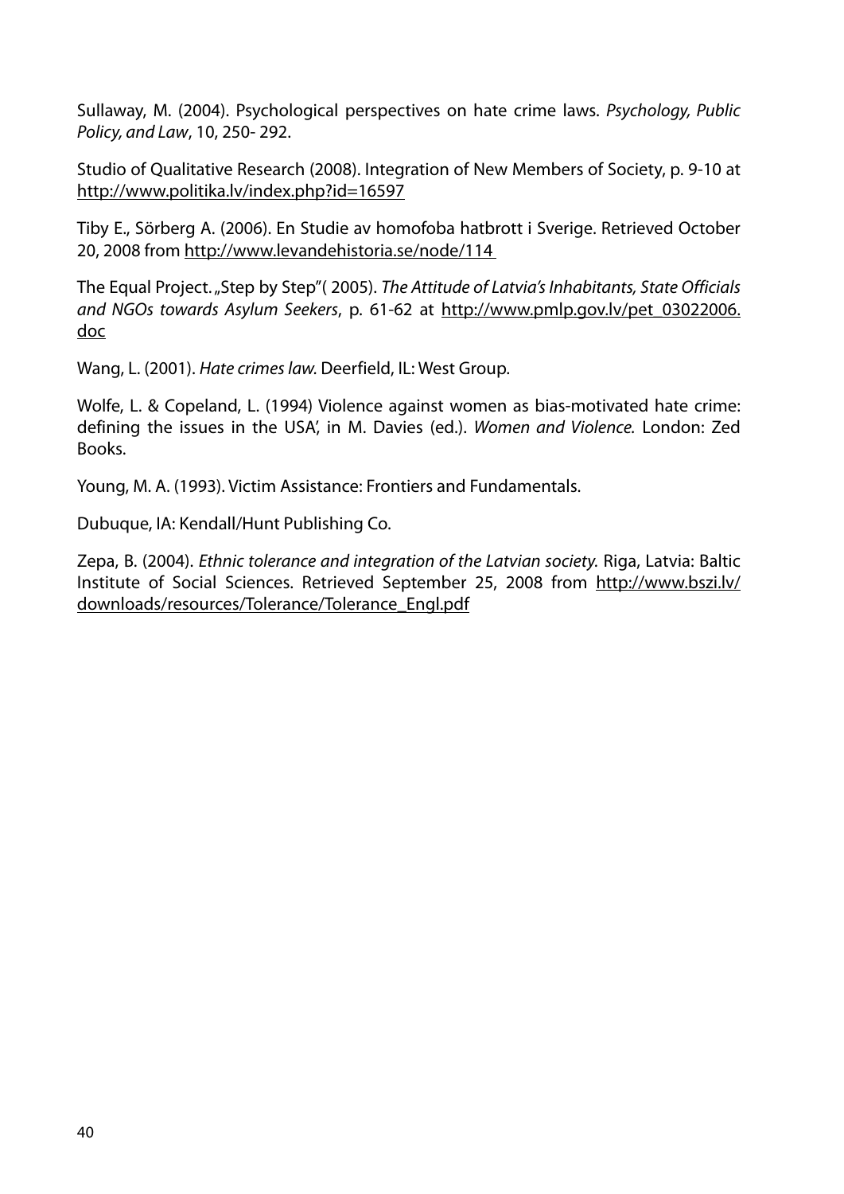Sullaway, M. (2004). Psychological perspectives on hate crime laws. *Psychology, Public Policy, and Law*, 10, 250- 292.

Studio of Qualitative Research (2008). Integration of New Members of Society, p. 9-10 at http://www.politika.lv/index.php?id=16597

Tiby E., Sörberg A. (2006). En Studie av homofoba hatbrott i Sverige. Retrieved October 20, 2008 from http://www.levandehistoria.se/node/114

The Equal Project. „Step by Step"( 2005). *The Attitude of Latvia's Inhabitants, State Officials and NGOs towards Asylum Seekers*, p. 61-62 at http://www.pmlp.gov.lv/pet_03022006.doc

Wang, L. (2001). *Hate crimes law.* Deerfield, IL: West Group.

Wolfe, L. & Copeland, L. (1994) Violence against women as bias-motivated hate crime: defining the issues in the USA', in M. Davies (ed.). *Women and Violence.* London: Zed Books.

Young, M. A. (1993). Victim Assistance: Frontiers and Fundamentals.

Dubuque, IA: Kendall/Hunt Publishing Co.

Zepa, B. (2004). *Ethnic tolerance and integration of the Latvian society.* Riga, Latvia: Baltic Institute of Social Sciences. Retrieved September 25, 2008 from http://www.bszi.lv/downloads/resources/Tolerance/Tolerance_Engl.pdf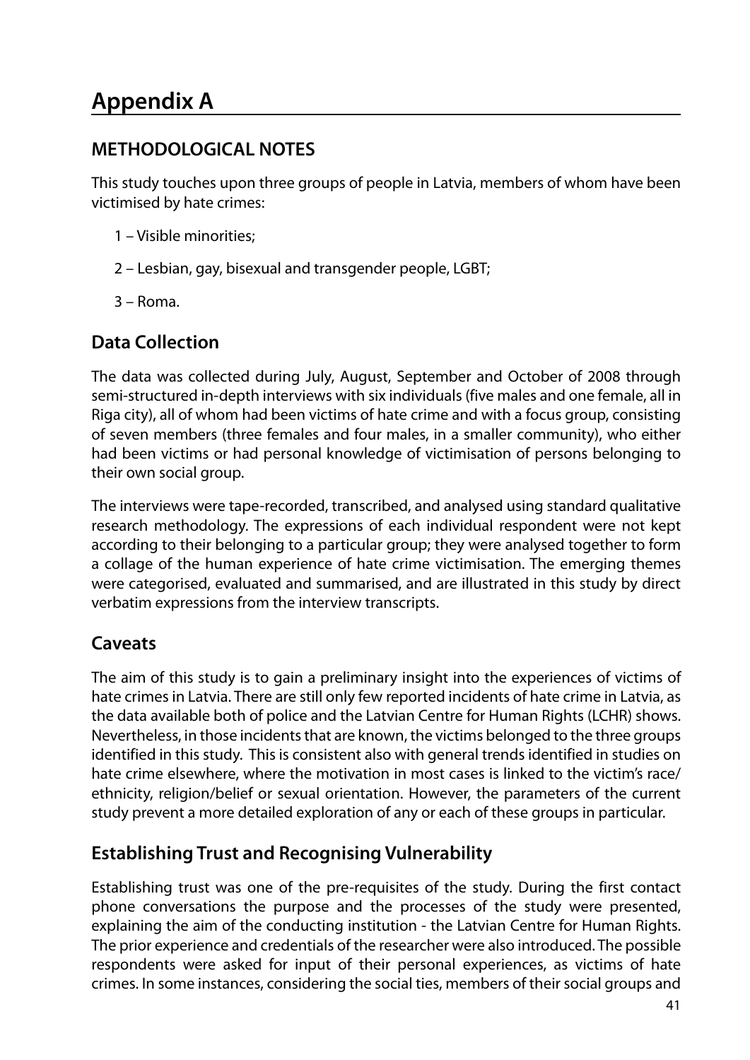# Appendix A

## METHODOLOGICAL NOTES

This study touches upon three groups of people in Latvia, members of whom have been victimised by hate crimes:

1 – Visible minorities;

2 – Lesbian, gay, bisexual and transgender people, LGBT;

3 – Roma.

## Data Collection

The data was collected during July, August, September and October of 2008 through semi-structured in-depth interviews with six individuals (five males and one female, all in Riga city), all of whom had been victims of hate crime and with a focus group, consisting of seven members (three females and four males, in a smaller community), who either had been victims or had personal knowledge of victimisation of persons belonging to their own social group.

The interviews were tape-recorded, transcribed, and analysed using standard qualitative research methodology. The expressions of each individual respondent were not kept according to their belonging to a particular group; they were analysed together to form a collage of the human experience of hate crime victimisation. The emerging themes were categorised, evaluated and summarised, and are illustrated in this study by direct verbatim expressions from the interview transcripts.

## Caveats

The aim of this study is to gain a preliminary insight into the experiences of victims of hate crimes in Latvia. There are still only few reported incidents of hate crime in Latvia, as the data available both of police and the Latvian Centre for Human Rights (LCHR) shows. Nevertheless, in those incidents that are known, the victims belonged to the three groups identified in this study. This is consistent also with general trends identified in studies on hate crime elsewhere, where the motivation in most cases is linked to the victim's race/ethnicity, religion/belief or sexual orientation. However, the parameters of the current study prevent a more detailed exploration of any or each of these groups in particular.

## Establishing Trust and Recognising Vulnerability

Establishing trust was one of the pre-requisites of the study. During the first contact phone conversations the purpose and the processes of the study were presented, explaining the aim of the conducting institution - the Latvian Centre for Human Rights. The prior experience and credentials of the researcher were also introduced. The possible respondents were asked for input of their personal experiences, as victims of hate crimes. In some instances, considering the social ties, members of their social groups and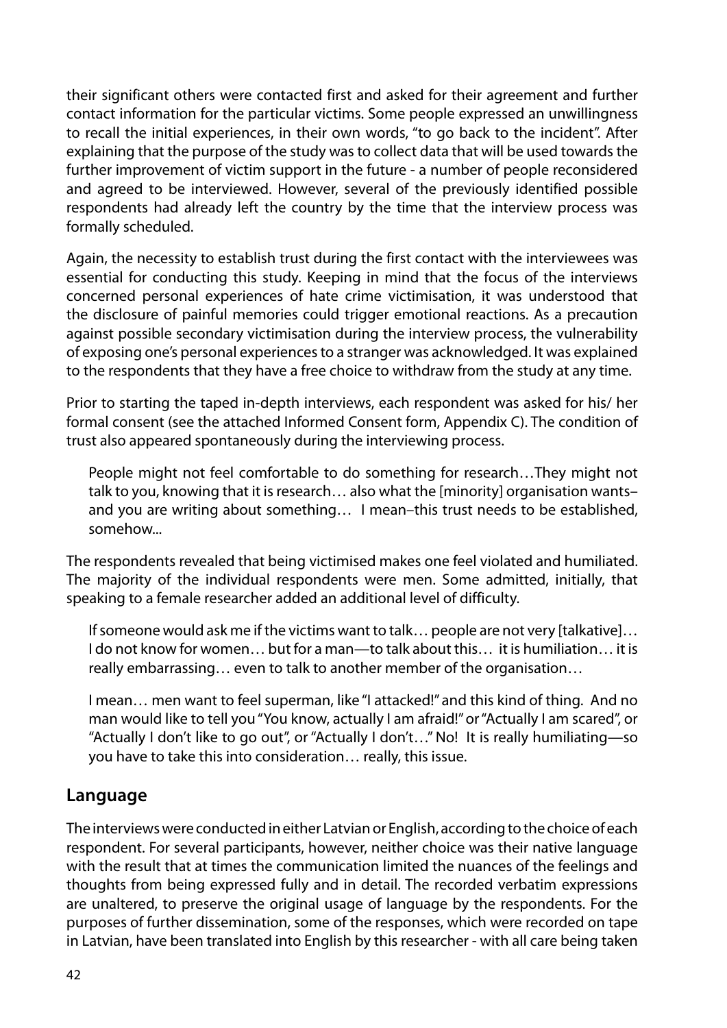their significant others were contacted first and asked for their agreement and further contact information for the particular victims. Some people expressed an unwillingness to recall the initial experiences, in their own words, "to go back to the incident". After explaining that the purpose of the study was to collect data that will be used towards the further improvement of victim support in the future - a number of people reconsidered and agreed to be interviewed. However, several of the previously identified possible respondents had already left the country by the time that the interview process was formally scheduled.

Again, the necessity to establish trust during the first contact with the interviewees was essential for conducting this study. Keeping in mind that the focus of the interviews concerned personal experiences of hate crime victimisation, it was understood that the disclosure of painful memories could trigger emotional reactions. As a precaution against possible secondary victimisation during the interview process, the vulnerability of exposing one's personal experiences to a stranger was acknowledged. It was explained to the respondents that they have a free choice to withdraw from the study at any time.

Prior to starting the taped in-depth interviews, each respondent was asked for his/ her formal consent (see the attached Informed Consent form, Appendix C). The condition of trust also appeared spontaneously during the interviewing process.

> People might not feel comfortable to do something for research…They might not talk to you, knowing that it is research… also what the [minority] organisation wants–and you are writing about something… I mean–this trust needs to be established, somehow...

The respondents revealed that being victimised makes one feel violated and humiliated. The majority of the individual respondents were men. Some admitted, initially, that speaking to a female researcher added an additional level of difficulty.

> If someone would ask me if the victims want to talk… people are not very [talkative]… I do not know for women… but for a man—to talk about this… it is humiliation… it is really embarrassing… even to talk to another member of the organisation…

> I mean… men want to feel superman, like "I attacked!" and this kind of thing. And no man would like to tell you "You know, actually I am afraid!" or "Actually I am scared", or "Actually I don't like to go out", or "Actually I don't…" No! It is really humiliating—so you have to take this into consideration… really, this issue.

## Language

The interviews were conducted in either Latvian or English, according to the choice of each respondent. For several participants, however, neither choice was their native language with the result that at times the communication limited the nuances of the feelings and thoughts from being expressed fully and in detail. The recorded verbatim expressions are unaltered, to preserve the original usage of language by the respondents. For the purposes of further dissemination, some of the responses, which were recorded on tape in Latvian, have been translated into English by this researcher - with all care being taken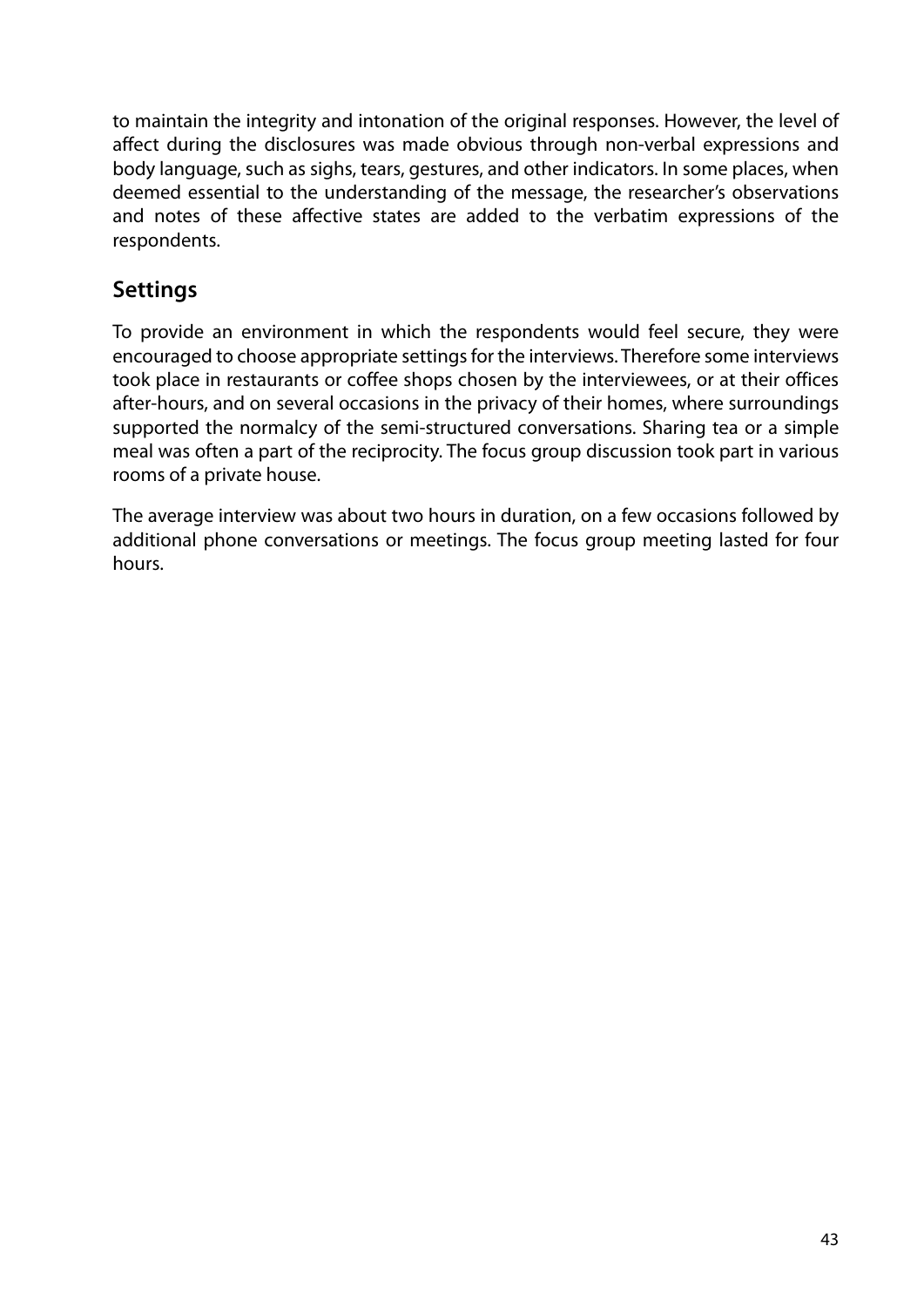to maintain the integrity and intonation of the original responses. However, the level of affect during the disclosures was made obvious through non-verbal expressions and body language, such as sighs, tears, gestures, and other indicators. In some places, when deemed essential to the understanding of the message, the researcher's observations and notes of these affective states are added to the verbatim expressions of the respondents.

## Settings

To provide an environment in which the respondents would feel secure, they were encouraged to choose appropriate settings for the interviews. Therefore some interviews took place in restaurants or coffee shops chosen by the interviewees, or at their offices after-hours, and on several occasions in the privacy of their homes, where surroundings supported the normalcy of the semi-structured conversations. Sharing tea or a simple meal was often a part of the reciprocity. The focus group discussion took part in various rooms of a private house.

The average interview was about two hours in duration, on a few occasions followed by additional phone conversations or meetings. The focus group meeting lasted for four hours.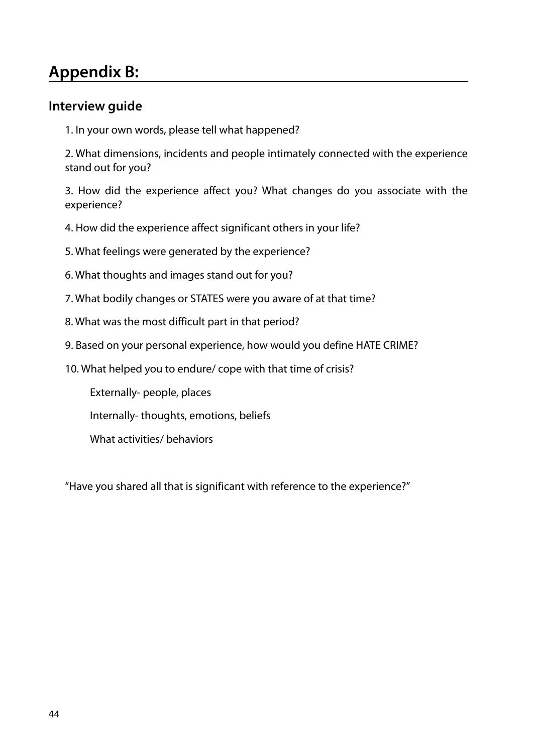# Appendix B:

## Interview guide

1. In your own words, please tell what happened?

2. What dimensions, incidents and people intimately connected with the experience stand out for you?

3. How did the experience affect you? What changes do you associate with the experience?

4. How did the experience affect significant others in your life?

5. What feelings were generated by the experience?

6. What thoughts and images stand out for you?

7. What bodily changes or STATES were you aware of at that time?

8. What was the most difficult part in that period?

9. Based on your personal experience, how would you define HATE CRIME?

10. What helped you to endure/ cope with that time of crisis?

    Externally- people, places

    Internally- thoughts, emotions, beliefs

    What activities/ behaviors

"Have you shared all that is significant with reference to the experience?"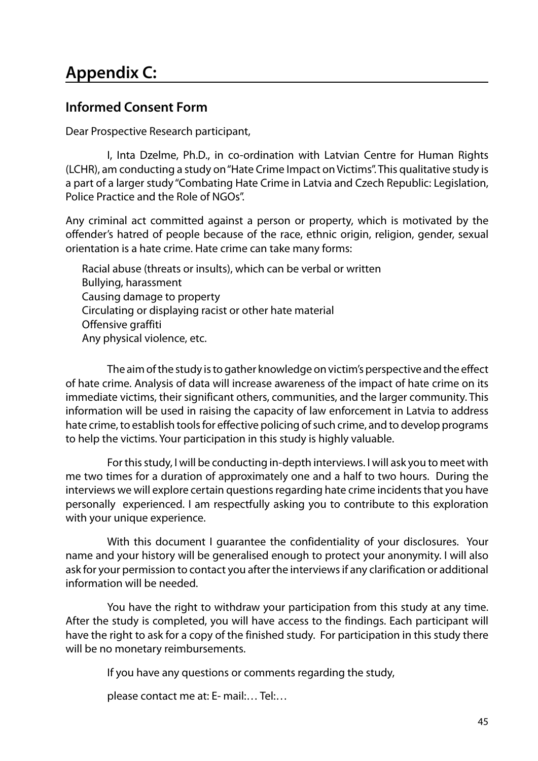# Appendix C:

## Informed Consent Form

Dear Prospective Research participant,

I, Inta Dzelme, Ph.D., in co-ordination with Latvian Centre for Human Rights (LCHR), am conducting a study on "Hate Crime Impact on Victims". This qualitative study is a part of a larger study "Combating Hate Crime in Latvia and Czech Republic: Legislation, Police Practice and the Role of NGOs".

Any criminal act committed against a person or property, which is motivated by the offender's hatred of people because of the race, ethnic origin, religion, gender, sexual orientation is a hate crime. Hate crime can take many forms:

Racial abuse (threats or insults), which can be verbal or written
Bullying, harassment
Causing damage to property
Circulating or displaying racist or other hate material
Offensive graffiti
Any physical violence, etc.

The aim of the study is to gather knowledge on victim's perspective and the effect of hate crime. Analysis of data will increase awareness of the impact of hate crime on its immediate victims, their significant others, communities, and the larger community. This information will be used in raising the capacity of law enforcement in Latvia to address hate crime, to establish tools for effective policing of such crime, and to develop programs to help the victims. Your participation in this study is highly valuable.

For this study, I will be conducting in-depth interviews. I will ask you to meet with me two times for a duration of approximately one and a half to two hours. During the interviews we will explore certain questions regarding hate crime incidents that you have personally experienced. I am respectfully asking you to contribute to this exploration with your unique experience.

With this document I guarantee the confidentiality of your disclosures. Your name and your history will be generalised enough to protect your anonymity. I will also ask for your permission to contact you after the interviews if any clarification or additional information will be needed.

You have the right to withdraw your participation from this study at any time. After the study is completed, you will have access to the findings. Each participant will have the right to ask for a copy of the finished study. For participation in this study there will be no monetary reimbursements.

If you have any questions or comments regarding the study,

please contact me at: E- mail:… Tel:…